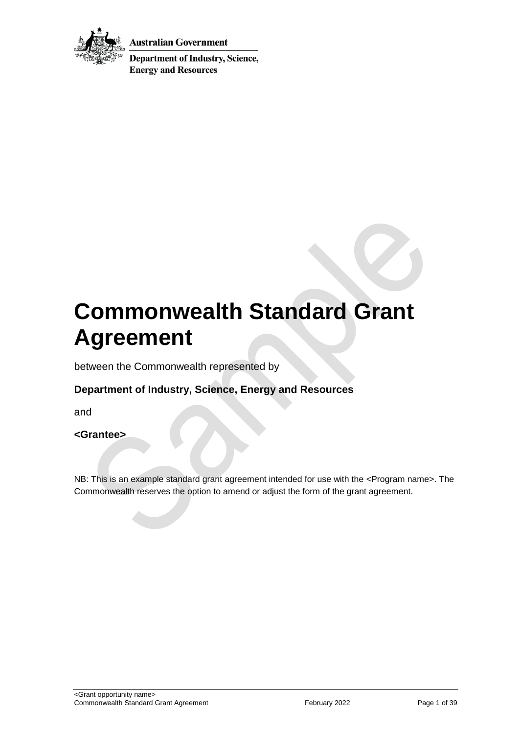Australian Government

Department of Industry, Science, Energy and Resources

# Commonwealth Standard Grant Agreement

between the Commonwealth represented by

**Department of Industry, Science, Energy and Resources**

and

**<Grantee>**

NB: This is an example standard grant agreement intended for use with the <Program name>. The Commonwealth reserves the option to amend or adjust the form of the grant agreement.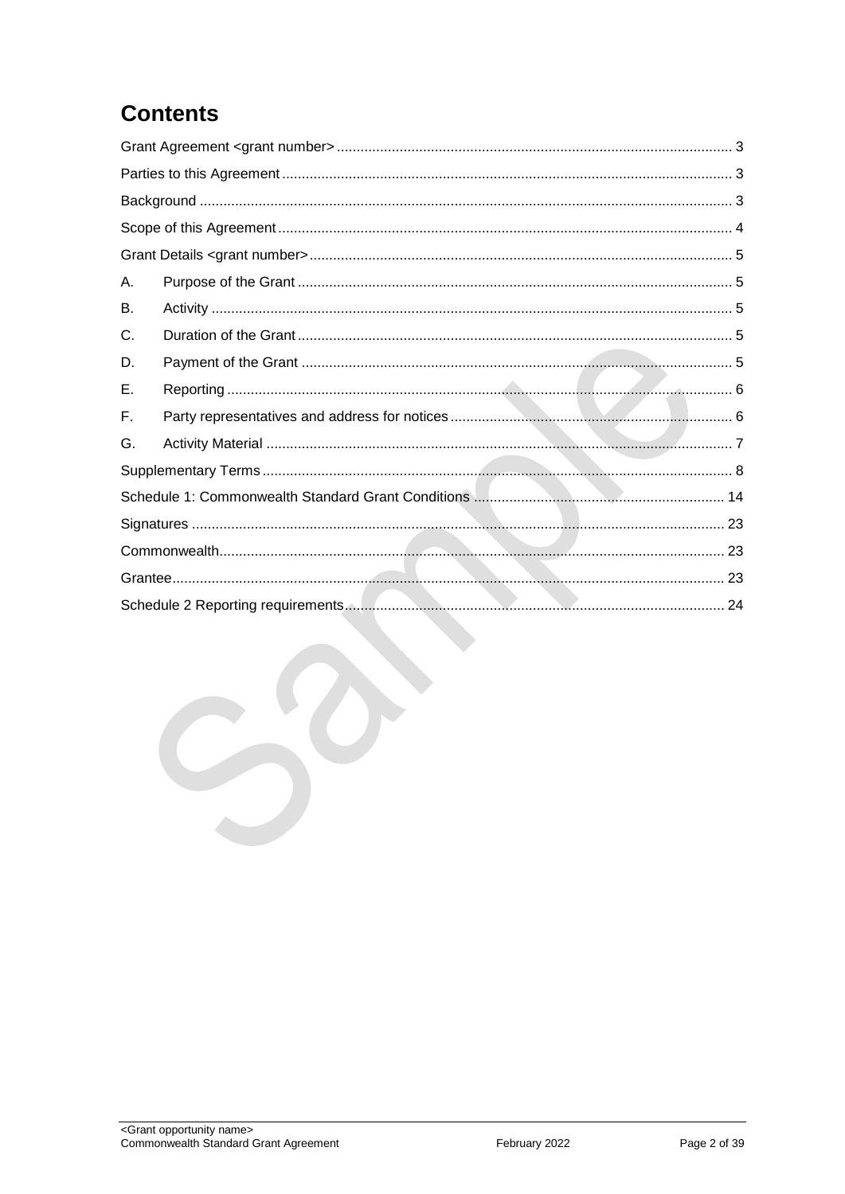# Contents

Grant Agreement <grant number> ... 3
Parties to this Agreement ... 3
Background ... 3
Scope of this Agreement ... 4
Grant Details <grant number> ... 5
A. Purpose of the Grant ... 5
B. Activity ... 5
C. Duration of the Grant ... 5
D. Payment of the Grant ... 5
E. Reporting ... 6
F. Party representatives and address for notices ... 6
G. Activity Material ... 7
Supplementary Terms ... 8
Schedule 1: Commonwealth Standard Grant Conditions ... 14
Signatures ... 23
Commonwealth ... 23
Grantee ... 23
Schedule 2 Reporting requirements ... 24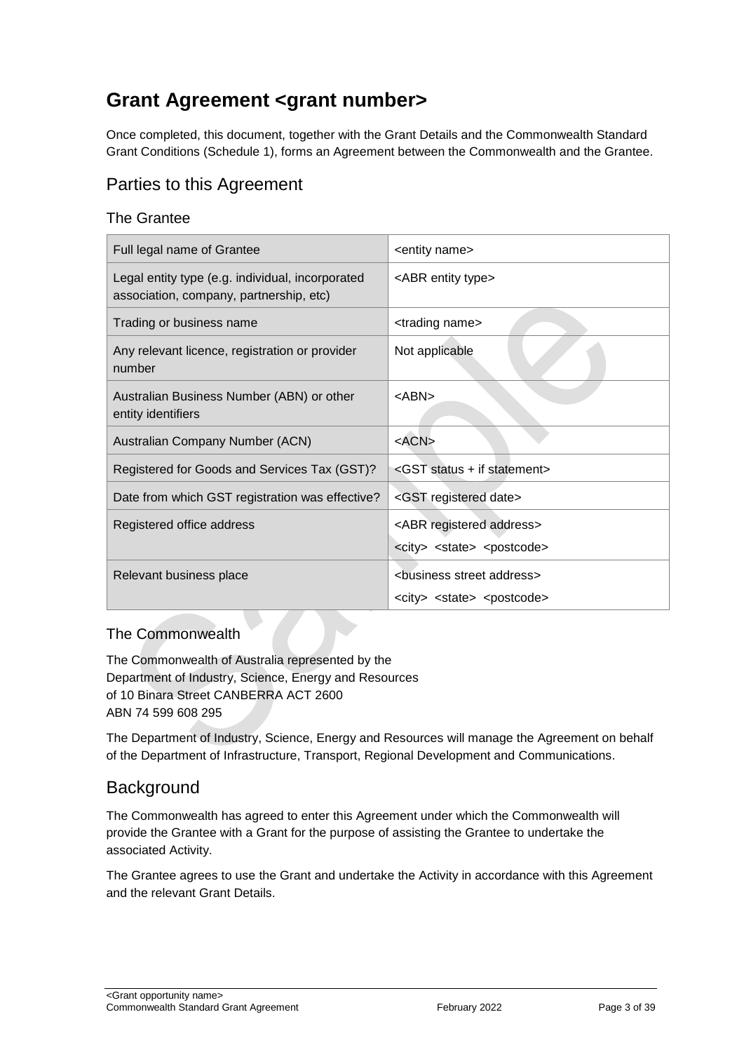# Grant Agreement <grant number>

Once completed, this document, together with the Grant Details and the Commonwealth Standard Grant Conditions (Schedule 1), forms an Agreement between the Commonwealth and the Grantee.

## Parties to this Agreement

### The Grantee

| Full legal name of Grantee | <entity name> |
|---|---|
| Legal entity type (e.g. individual, incorporated association, company, partnership, etc) | <ABR entity type> |
| Trading or business name | <trading name> |
| Any relevant licence, registration or provider number | Not applicable |
| Australian Business Number (ABN) or other entity identifiers | <ABN> |
| Australian Company Number (ACN) | <ACN> |
| Registered for Goods and Services Tax (GST)? | <GST status + if statement> |
| Date from which GST registration was effective? | <GST registered date> |
| Registered office address | <ABR registered address><br><city> <state> <postcode> |
| Relevant business place | <business street address><br><city> <state> <postcode> |

### The Commonwealth

The Commonwealth of Australia represented by the
Department of Industry, Science, Energy and Resources
of 10 Binara Street CANBERRA ACT 2600
ABN 74 599 608 295

The Department of Industry, Science, Energy and Resources will manage the Agreement on behalf of the Department of Infrastructure, Transport, Regional Development and Communications.

## Background

The Commonwealth has agreed to enter this Agreement under which the Commonwealth will provide the Grantee with a Grant for the purpose of assisting the Grantee to undertake the associated Activity.

The Grantee agrees to use the Grant and undertake the Activity in accordance with this Agreement and the relevant Grant Details.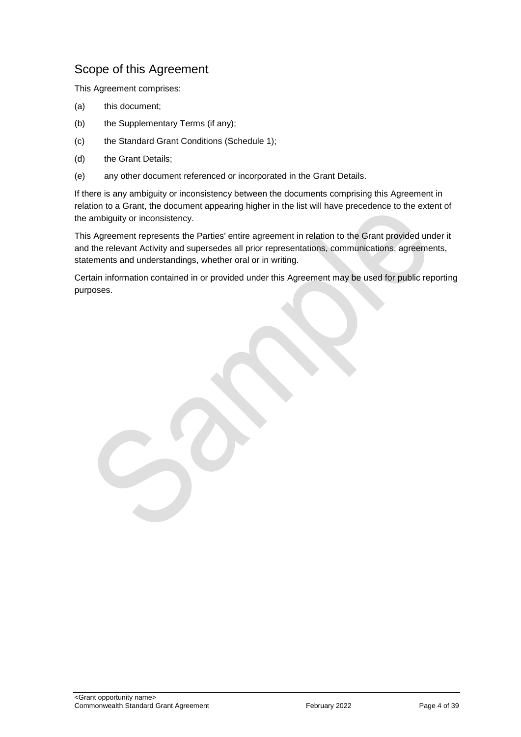## Scope of this Agreement

This Agreement comprises:

(a) this document;

(b) the Supplementary Terms (if any);

(c) the Standard Grant Conditions (Schedule 1);

(d) the Grant Details;

(e) any other document referenced or incorporated in the Grant Details.

If there is any ambiguity or inconsistency between the documents comprising this Agreement in relation to a Grant, the document appearing higher in the list will have precedence to the extent of the ambiguity or inconsistency.

This Agreement represents the Parties' entire agreement in relation to the Grant provided under it and the relevant Activity and supersedes all prior representations, communications, agreements, statements and understandings, whether oral or in writing.

Certain information contained in or provided under this Agreement may be used for public reporting purposes.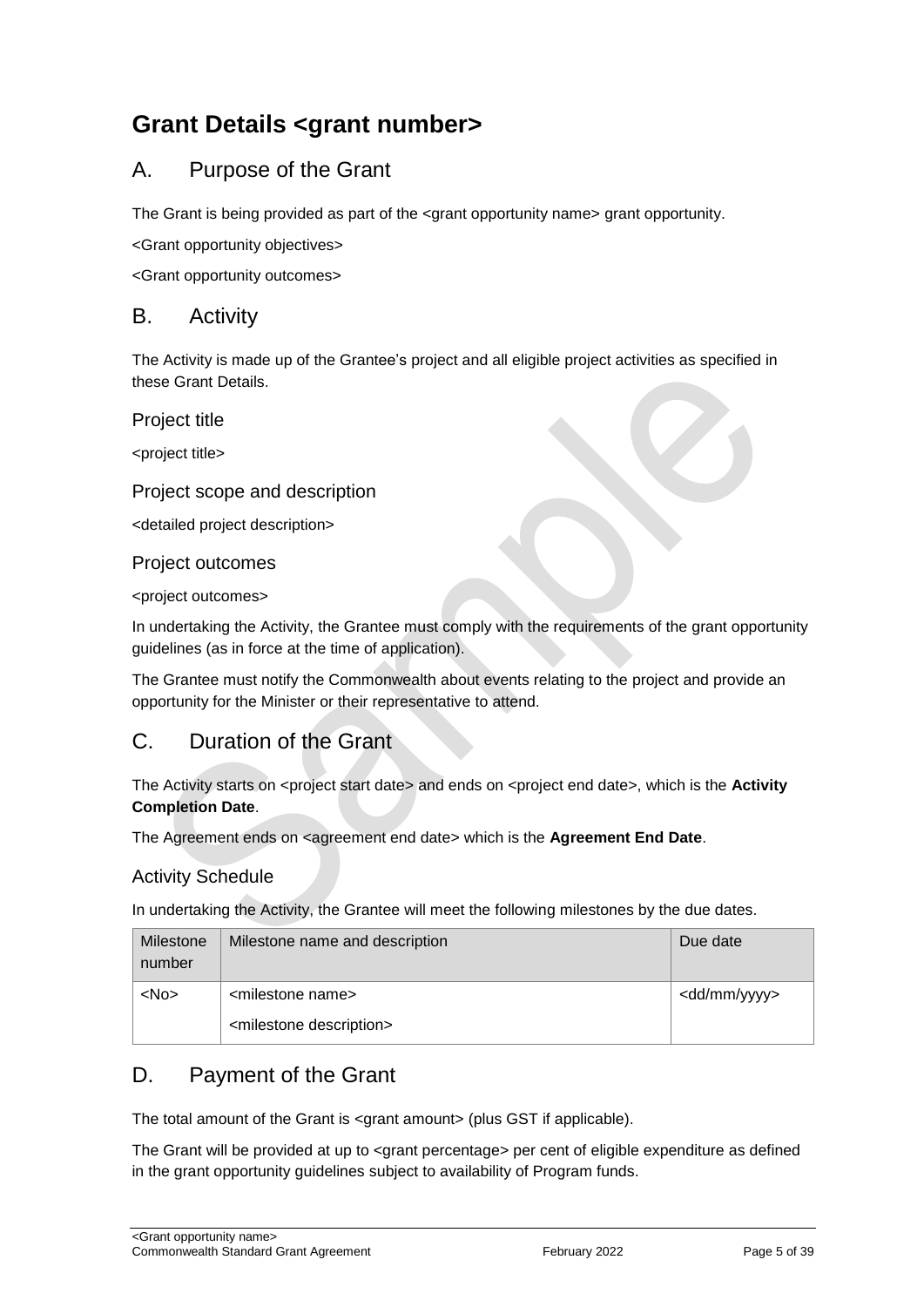# Grant Details <grant number>

## A. Purpose of the Grant

The Grant is being provided as part of the <grant opportunity name> grant opportunity.

<Grant opportunity objectives>

<Grant opportunity outcomes>

## B. Activity

The Activity is made up of the Grantee's project and all eligible project activities as specified in these Grant Details.

### Project title

<project title>

### Project scope and description

<detailed project description>

### Project outcomes

<project outcomes>

In undertaking the Activity, the Grantee must comply with the requirements of the grant opportunity guidelines (as in force at the time of application).

The Grantee must notify the Commonwealth about events relating to the project and provide an opportunity for the Minister or their representative to attend.

## C. Duration of the Grant

The Activity starts on <project start date> and ends on <project end date>, which is the **Activity Completion Date**.

The Agreement ends on <agreement end date> which is the **Agreement End Date**.

### Activity Schedule

In undertaking the Activity, the Grantee will meet the following milestones by the due dates.

| Milestone number | Milestone name and description | Due date |
|---|---|---|
| <No> | <milestone name><br><milestone description> | <dd/mm/yyyy> |

## D. Payment of the Grant

The total amount of the Grant is <grant amount> (plus GST if applicable).

The Grant will be provided at up to <grant percentage> per cent of eligible expenditure as defined in the grant opportunity guidelines subject to availability of Program funds.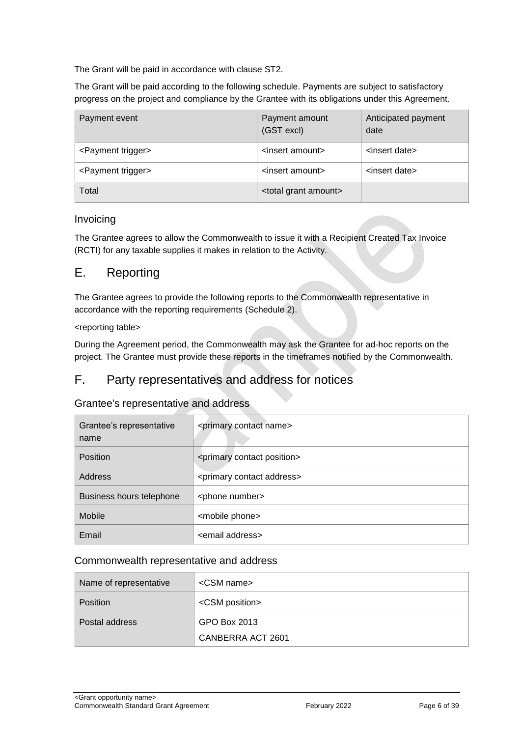The Grant will be paid in accordance with clause ST2.

The Grant will be paid according to the following schedule. Payments are subject to satisfactory progress on the project and compliance by the Grantee with its obligations under this Agreement.

| Payment event | Payment amount (GST excl) | Anticipated payment date |
|---|---|---|
| <Payment trigger> | <insert amount> | <insert date> |
| <Payment trigger> | <insert amount> | <insert date> |
| Total | <total grant amount> | |

### Invoicing

The Grantee agrees to allow the Commonwealth to issue it with a Recipient Created Tax Invoice (RCTI) for any taxable supplies it makes in relation to the Activity.

## E. Reporting

The Grantee agrees to provide the following reports to the Commonwealth representative in accordance with the reporting requirements (Schedule 2).

<reporting table>

During the Agreement period, the Commonwealth may ask the Grantee for ad-hoc reports on the project. The Grantee must provide these reports in the timeframes notified by the Commonwealth.

## F. Party representatives and address for notices

### Grantee's representative and address

| Grantee's representative name | <primary contact name> |
|---|---|
| Position | <primary contact position> |
| Address | <primary contact address> |
| Business hours telephone | <phone number> |
| Mobile | <mobile phone> |
| Email | <email address> |

### Commonwealth representative and address

| Name of representative | <CSM name> |
|---|---|
| Position | <CSM position> |
| Postal address | GPO Box 2013<br>CANBERRA ACT 2601 |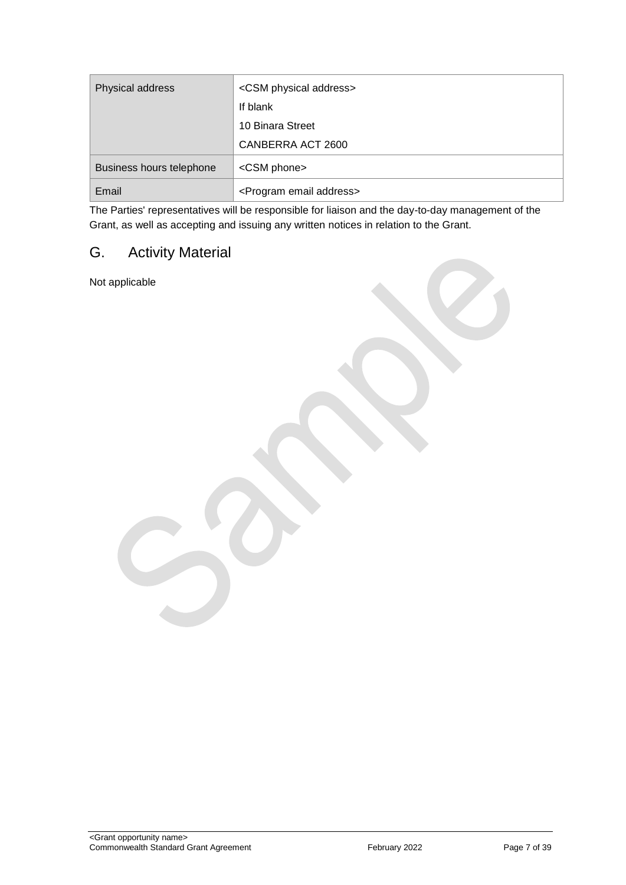| Physical address | <CSM physical address><br>If blank<br>10 Binara Street<br>CANBERRA ACT 2600 |
|---|---|
| Business hours telephone | <CSM phone> |
| Email | <Program email address> |

The Parties' representatives will be responsible for liaison and the day-to-day management of the Grant, as well as accepting and issuing any written notices in relation to the Grant.

## G. Activity Material

Not applicable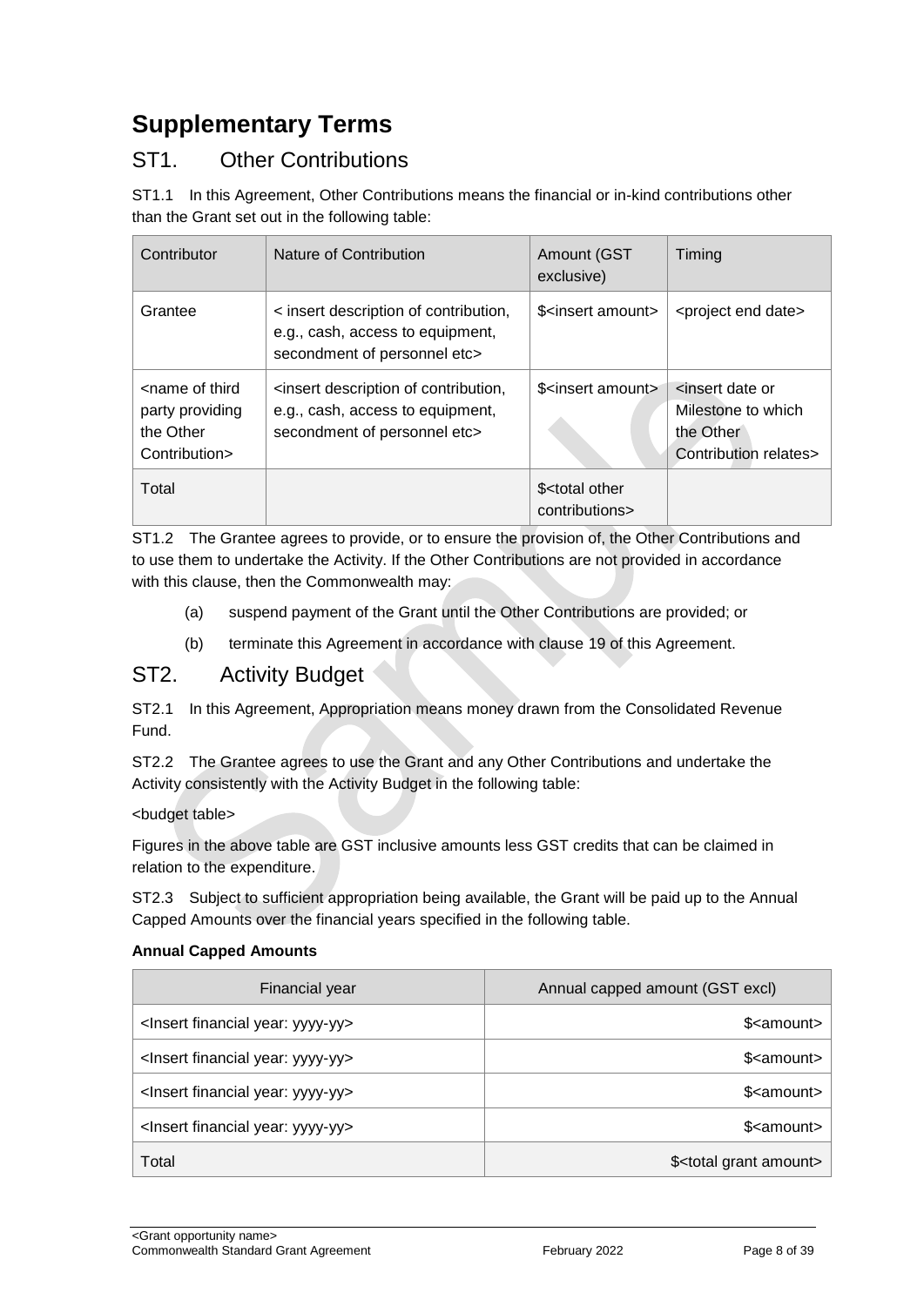# Supplementary Terms

## ST1. Other Contributions

ST1.1 In this Agreement, Other Contributions means the financial or in-kind contributions other than the Grant set out in the following table:

| Contributor | Nature of Contribution | Amount (GST exclusive) | Timing |
|---|---|---|---|
| Grantee | < insert description of contribution, e.g., cash, access to equipment, secondment of personnel etc> | $<insert amount> | <project end date> |
| <name of third party providing the Other Contribution> | <insert description of contribution, e.g., cash, access to equipment, secondment of personnel etc> | $<insert amount> | <insert date or Milestone to which the Other Contribution relates> |
| Total | | $<total other contributions> | |

ST1.2 The Grantee agrees to provide, or to ensure the provision of, the Other Contributions and to use them to undertake the Activity. If the Other Contributions are not provided in accordance with this clause, then the Commonwealth may:

(a) suspend payment of the Grant until the Other Contributions are provided; or

(b) terminate this Agreement in accordance with clause 19 of this Agreement.

## ST2. Activity Budget

ST2.1 In this Agreement, Appropriation means money drawn from the Consolidated Revenue Fund.

ST2.2 The Grantee agrees to use the Grant and any Other Contributions and undertake the Activity consistently with the Activity Budget in the following table:

<budget table>

Figures in the above table are GST inclusive amounts less GST credits that can be claimed in relation to the expenditure.

ST2.3 Subject to sufficient appropriation being available, the Grant will be paid up to the Annual Capped Amounts over the financial years specified in the following table.

**Annual Capped Amounts**

| Financial year | Annual capped amount (GST excl) |
|---|---:|
| <Insert financial year: yyyy-yy> | $<amount> |
| <Insert financial year: yyyy-yy> | $<amount> |
| <Insert financial year: yyyy-yy> | $<amount> |
| <Insert financial year: yyyy-yy> | $<amount> |
| Total | $<total grant amount> |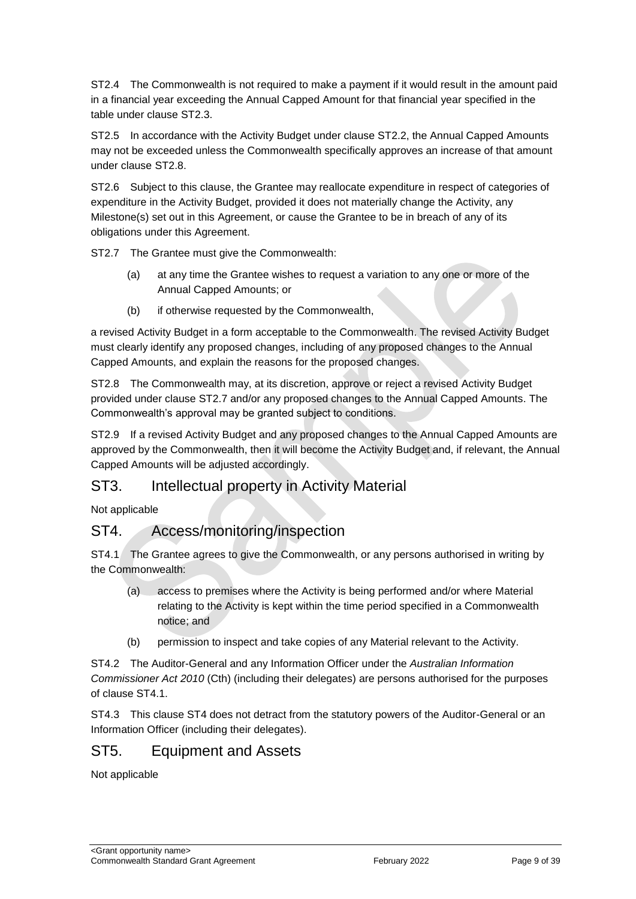ST2.4 The Commonwealth is not required to make a payment if it would result in the amount paid in a financial year exceeding the Annual Capped Amount for that financial year specified in the table under clause ST2.3.

ST2.5 In accordance with the Activity Budget under clause ST2.2, the Annual Capped Amounts may not be exceeded unless the Commonwealth specifically approves an increase of that amount under clause ST2.8.

ST2.6 Subject to this clause, the Grantee may reallocate expenditure in respect of categories of expenditure in the Activity Budget, provided it does not materially change the Activity, any Milestone(s) set out in this Agreement, or cause the Grantee to be in breach of any of its obligations under this Agreement.

ST2.7 The Grantee must give the Commonwealth:

(a) at any time the Grantee wishes to request a variation to any one or more of the Annual Capped Amounts; or

(b) if otherwise requested by the Commonwealth,

a revised Activity Budget in a form acceptable to the Commonwealth. The revised Activity Budget must clearly identify any proposed changes, including of any proposed changes to the Annual Capped Amounts, and explain the reasons for the proposed changes.

ST2.8 The Commonwealth may, at its discretion, approve or reject a revised Activity Budget provided under clause ST2.7 and/or any proposed changes to the Annual Capped Amounts. The Commonwealth's approval may be granted subject to conditions.

ST2.9 If a revised Activity Budget and any proposed changes to the Annual Capped Amounts are approved by the Commonwealth, then it will become the Activity Budget and, if relevant, the Annual Capped Amounts will be adjusted accordingly.

## ST3. Intellectual property in Activity Material

Not applicable

## ST4. Access/monitoring/inspection

ST4.1 The Grantee agrees to give the Commonwealth, or any persons authorised in writing by the Commonwealth:

(a) access to premises where the Activity is being performed and/or where Material relating to the Activity is kept within the time period specified in a Commonwealth notice; and

(b) permission to inspect and take copies of any Material relevant to the Activity.

ST4.2 The Auditor-General and any Information Officer under the *Australian Information Commissioner Act 2010* (Cth) (including their delegates) are persons authorised for the purposes of clause ST4.1.

ST4.3 This clause ST4 does not detract from the statutory powers of the Auditor-General or an Information Officer (including their delegates).

## ST5. Equipment and Assets

Not applicable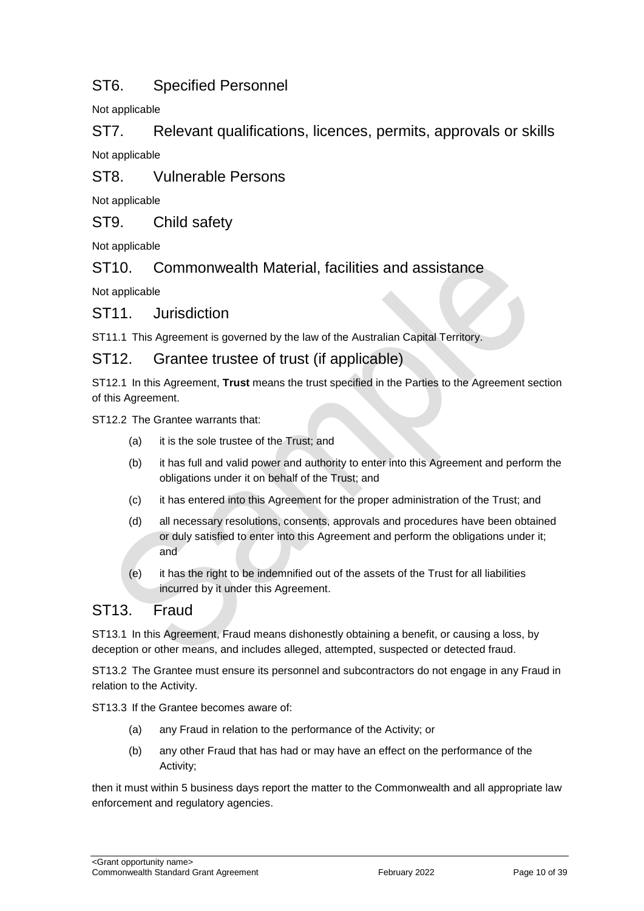## ST6. Specified Personnel

Not applicable

## ST7. Relevant qualifications, licences, permits, approvals or skills

Not applicable

## ST8. Vulnerable Persons

Not applicable

## ST9. Child safety

Not applicable

## ST10. Commonwealth Material, facilities and assistance

Not applicable

## ST11. Jurisdiction

ST11.1 This Agreement is governed by the law of the Australian Capital Territory.

## ST12. Grantee trustee of trust (if applicable)

ST12.1 In this Agreement, **Trust** means the trust specified in the Parties to the Agreement section of this Agreement.

ST12.2 The Grantee warrants that:

- (a) it is the sole trustee of the Trust; and
- (b) it has full and valid power and authority to enter into this Agreement and perform the obligations under it on behalf of the Trust; and
- (c) it has entered into this Agreement for the proper administration of the Trust; and
- (d) all necessary resolutions, consents, approvals and procedures have been obtained or duly satisfied to enter into this Agreement and perform the obligations under it; and
- (e) it has the right to be indemnified out of the assets of the Trust for all liabilities incurred by it under this Agreement.

## ST13. Fraud

ST13.1 In this Agreement, Fraud means dishonestly obtaining a benefit, or causing a loss, by deception or other means, and includes alleged, attempted, suspected or detected fraud.

ST13.2 The Grantee must ensure its personnel and subcontractors do not engage in any Fraud in relation to the Activity.

ST13.3 If the Grantee becomes aware of:

- (a) any Fraud in relation to the performance of the Activity; or
- (b) any other Fraud that has had or may have an effect on the performance of the Activity;

then it must within 5 business days report the matter to the Commonwealth and all appropriate law enforcement and regulatory agencies.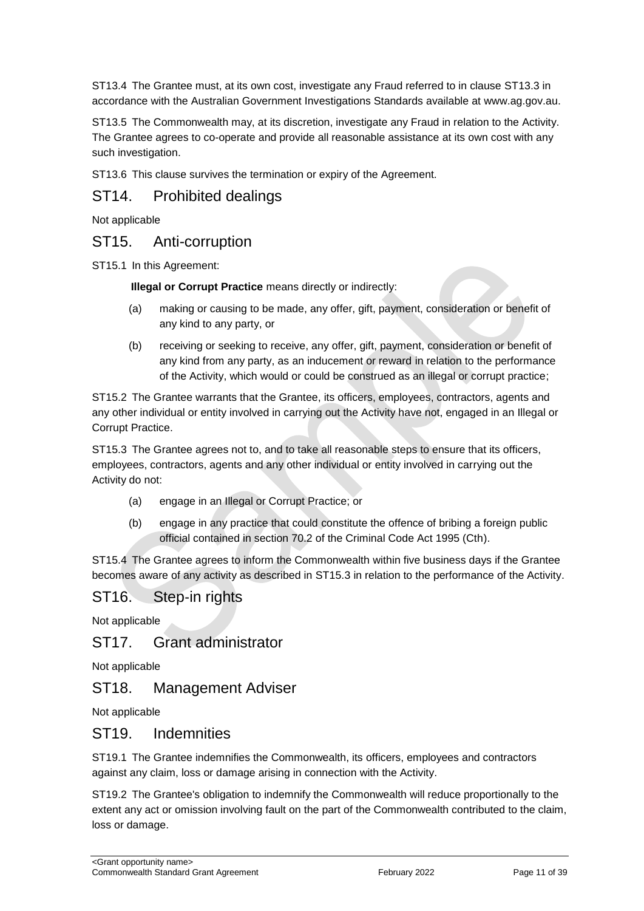ST13.4 The Grantee must, at its own cost, investigate any Fraud referred to in clause ST13.3 in accordance with the Australian Government Investigations Standards available at www.ag.gov.au.

ST13.5 The Commonwealth may, at its discretion, investigate any Fraud in relation to the Activity. The Grantee agrees to co-operate and provide all reasonable assistance at its own cost with any such investigation.

ST13.6 This clause survives the termination or expiry of the Agreement.

## ST14. Prohibited dealings

Not applicable

## ST15. Anti-corruption

ST15.1 In this Agreement:

**Illegal or Corrupt Practice** means directly or indirectly:

(a) making or causing to be made, any offer, gift, payment, consideration or benefit of any kind to any party, or

(b) receiving or seeking to receive, any offer, gift, payment, consideration or benefit of any kind from any party, as an inducement or reward in relation to the performance of the Activity, which would or could be construed as an illegal or corrupt practice;

ST15.2 The Grantee warrants that the Grantee, its officers, employees, contractors, agents and any other individual or entity involved in carrying out the Activity have not, engaged in an Illegal or Corrupt Practice.

ST15.3 The Grantee agrees not to, and to take all reasonable steps to ensure that its officers, employees, contractors, agents and any other individual or entity involved in carrying out the Activity do not:

(a) engage in an Illegal or Corrupt Practice; or

(b) engage in any practice that could constitute the offence of bribing a foreign public official contained in section 70.2 of the Criminal Code Act 1995 (Cth).

ST15.4 The Grantee agrees to inform the Commonwealth within five business days if the Grantee becomes aware of any activity as described in ST15.3 in relation to the performance of the Activity.

## ST16. Step-in rights

Not applicable

## ST17. Grant administrator

Not applicable

## ST18. Management Adviser

Not applicable

## ST19. Indemnities

ST19.1 The Grantee indemnifies the Commonwealth, its officers, employees and contractors against any claim, loss or damage arising in connection with the Activity.

ST19.2 The Grantee's obligation to indemnify the Commonwealth will reduce proportionally to the extent any act or omission involving fault on the part of the Commonwealth contributed to the claim, loss or damage.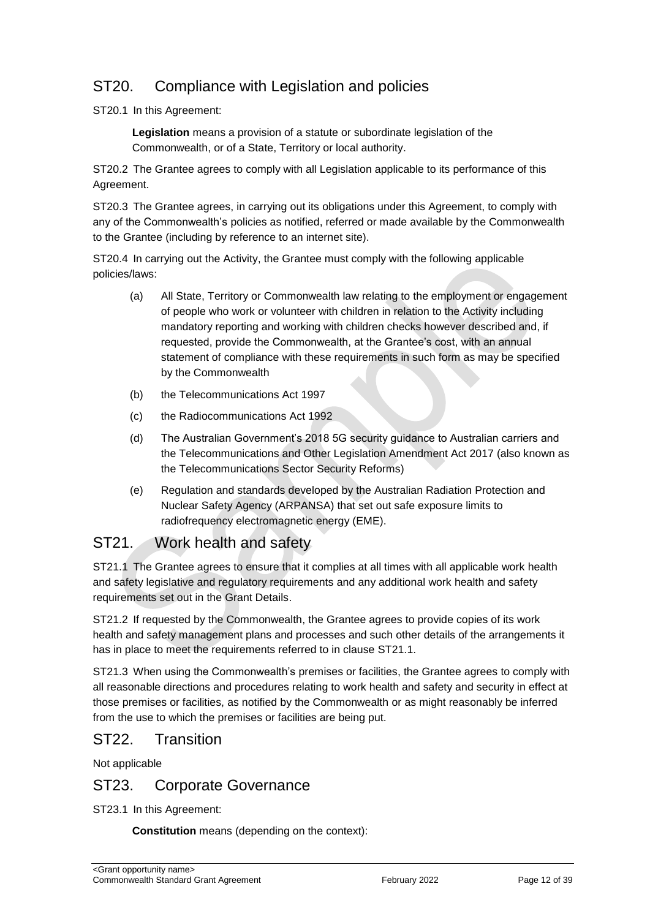## ST20. Compliance with Legislation and policies

ST20.1 In this Agreement:

> **Legislation** means a provision of a statute or subordinate legislation of the Commonwealth, or of a State, Territory or local authority.

ST20.2 The Grantee agrees to comply with all Legislation applicable to its performance of this Agreement.

ST20.3 The Grantee agrees, in carrying out its obligations under this Agreement, to comply with any of the Commonwealth's policies as notified, referred or made available by the Commonwealth to the Grantee (including by reference to an internet site).

ST20.4 In carrying out the Activity, the Grantee must comply with the following applicable policies/laws:

(a) All State, Territory or Commonwealth law relating to the employment or engagement of people who work or volunteer with children in relation to the Activity including mandatory reporting and working with children checks however described and, if requested, provide the Commonwealth, at the Grantee's cost, with an annual statement of compliance with these requirements in such form as may be specified by the Commonwealth

(b) the Telecommunications Act 1997

(c) the Radiocommunications Act 1992

(d) The Australian Government's 2018 5G security guidance to Australian carriers and the Telecommunications and Other Legislation Amendment Act 2017 (also known as the Telecommunications Sector Security Reforms)

(e) Regulation and standards developed by the Australian Radiation Protection and Nuclear Safety Agency (ARPANSA) that set out safe exposure limits to radiofrequency electromagnetic energy (EME).

## ST21. Work health and safety

ST21.1 The Grantee agrees to ensure that it complies at all times with all applicable work health and safety legislative and regulatory requirements and any additional work health and safety requirements set out in the Grant Details.

ST21.2 If requested by the Commonwealth, the Grantee agrees to provide copies of its work health and safety management plans and processes and such other details of the arrangements it has in place to meet the requirements referred to in clause ST21.1.

ST21.3 When using the Commonwealth's premises or facilities, the Grantee agrees to comply with all reasonable directions and procedures relating to work health and safety and security in effect at those premises or facilities, as notified by the Commonwealth or as might reasonably be inferred from the use to which the premises or facilities are being put.

## ST22. Transition

Not applicable

## ST23. Corporate Governance

ST23.1 In this Agreement:

> **Constitution** means (depending on the context):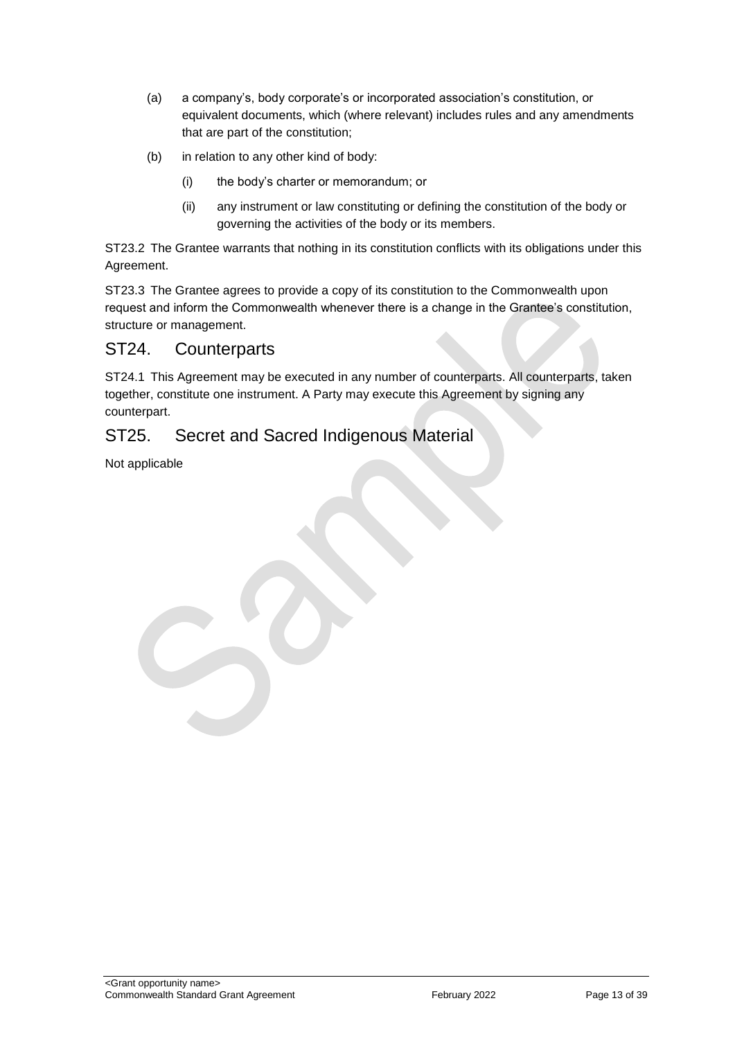(a) a company's, body corporate's or incorporated association's constitution, or equivalent documents, which (where relevant) includes rules and any amendments that are part of the constitution;

(b) in relation to any other kind of body:

  (i) the body's charter or memorandum; or

  (ii) any instrument or law constituting or defining the constitution of the body or governing the activities of the body or its members.

ST23.2 The Grantee warrants that nothing in its constitution conflicts with its obligations under this Agreement.

ST23.3 The Grantee agrees to provide a copy of its constitution to the Commonwealth upon request and inform the Commonwealth whenever there is a change in the Grantee's constitution, structure or management.

## ST24. Counterparts

ST24.1 This Agreement may be executed in any number of counterparts. All counterparts, taken together, constitute one instrument. A Party may execute this Agreement by signing any counterpart.

## ST25. Secret and Sacred Indigenous Material

Not applicable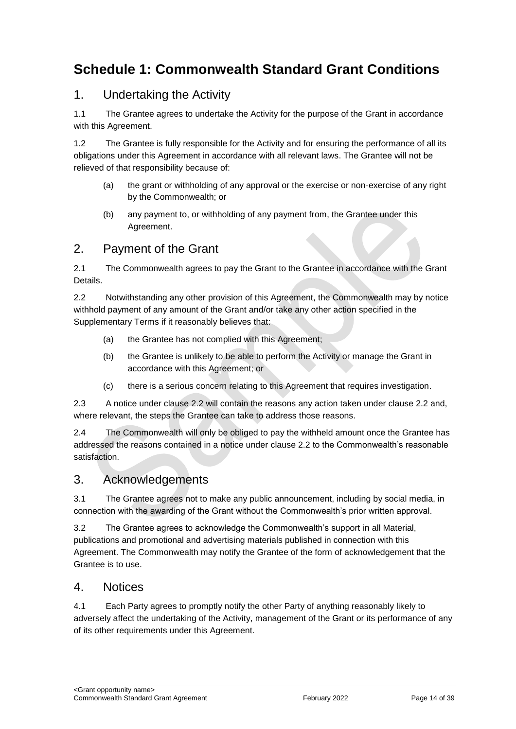# Schedule 1: Commonwealth Standard Grant Conditions

## 1. Undertaking the Activity

1.1 The Grantee agrees to undertake the Activity for the purpose of the Grant in accordance with this Agreement.

1.2 The Grantee is fully responsible for the Activity and for ensuring the performance of all its obligations under this Agreement in accordance with all relevant laws. The Grantee will not be relieved of that responsibility because of:

(a) the grant or withholding of any approval or the exercise or non-exercise of any right by the Commonwealth; or

(b) any payment to, or withholding of any payment from, the Grantee under this Agreement.

## 2. Payment of the Grant

2.1 The Commonwealth agrees to pay the Grant to the Grantee in accordance with the Grant Details.

2.2 Notwithstanding any other provision of this Agreement, the Commonwealth may by notice withhold payment of any amount of the Grant and/or take any other action specified in the Supplementary Terms if it reasonably believes that:

(a) the Grantee has not complied with this Agreement;

(b) the Grantee is unlikely to be able to perform the Activity or manage the Grant in accordance with this Agreement; or

(c) there is a serious concern relating to this Agreement that requires investigation.

2.3 A notice under clause 2.2 will contain the reasons any action taken under clause 2.2 and, where relevant, the steps the Grantee can take to address those reasons.

2.4 The Commonwealth will only be obliged to pay the withheld amount once the Grantee has addressed the reasons contained in a notice under clause 2.2 to the Commonwealth's reasonable satisfaction.

## 3. Acknowledgements

3.1 The Grantee agrees not to make any public announcement, including by social media, in connection with the awarding of the Grant without the Commonwealth's prior written approval.

3.2 The Grantee agrees to acknowledge the Commonwealth's support in all Material, publications and promotional and advertising materials published in connection with this Agreement. The Commonwealth may notify the Grantee of the form of acknowledgement that the Grantee is to use.

## 4. Notices

4.1 Each Party agrees to promptly notify the other Party of anything reasonably likely to adversely affect the undertaking of the Activity, management of the Grant or its performance of any of its other requirements under this Agreement.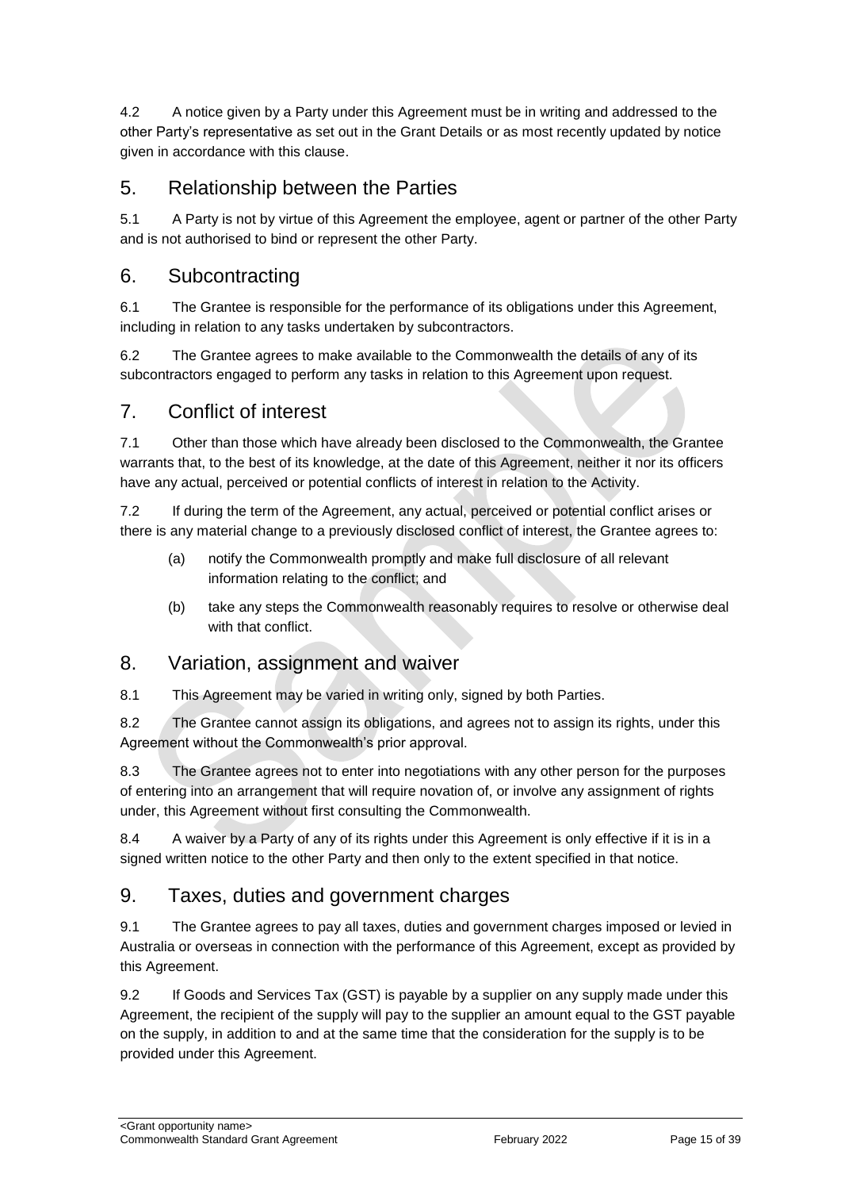4.2 A notice given by a Party under this Agreement must be in writing and addressed to the other Party's representative as set out in the Grant Details or as most recently updated by notice given in accordance with this clause.

## 5. Relationship between the Parties

5.1 A Party is not by virtue of this Agreement the employee, agent or partner of the other Party and is not authorised to bind or represent the other Party.

## 6. Subcontracting

6.1 The Grantee is responsible for the performance of its obligations under this Agreement, including in relation to any tasks undertaken by subcontractors.

6.2 The Grantee agrees to make available to the Commonwealth the details of any of its subcontractors engaged to perform any tasks in relation to this Agreement upon request.

## 7. Conflict of interest

7.1 Other than those which have already been disclosed to the Commonwealth, the Grantee warrants that, to the best of its knowledge, at the date of this Agreement, neither it nor its officers have any actual, perceived or potential conflicts of interest in relation to the Activity.

7.2 If during the term of the Agreement, any actual, perceived or potential conflict arises or there is any material change to a previously disclosed conflict of interest, the Grantee agrees to:

(a) notify the Commonwealth promptly and make full disclosure of all relevant information relating to the conflict; and

(b) take any steps the Commonwealth reasonably requires to resolve or otherwise deal with that conflict.

## 8. Variation, assignment and waiver

8.1 This Agreement may be varied in writing only, signed by both Parties.

8.2 The Grantee cannot assign its obligations, and agrees not to assign its rights, under this Agreement without the Commonwealth's prior approval.

8.3 The Grantee agrees not to enter into negotiations with any other person for the purposes of entering into an arrangement that will require novation of, or involve any assignment of rights under, this Agreement without first consulting the Commonwealth.

8.4 A waiver by a Party of any of its rights under this Agreement is only effective if it is in a signed written notice to the other Party and then only to the extent specified in that notice.

## 9. Taxes, duties and government charges

9.1 The Grantee agrees to pay all taxes, duties and government charges imposed or levied in Australia or overseas in connection with the performance of this Agreement, except as provided by this Agreement.

9.2 If Goods and Services Tax (GST) is payable by a supplier on any supply made under this Agreement, the recipient of the supply will pay to the supplier an amount equal to the GST payable on the supply, in addition to and at the same time that the consideration for the supply is to be provided under this Agreement.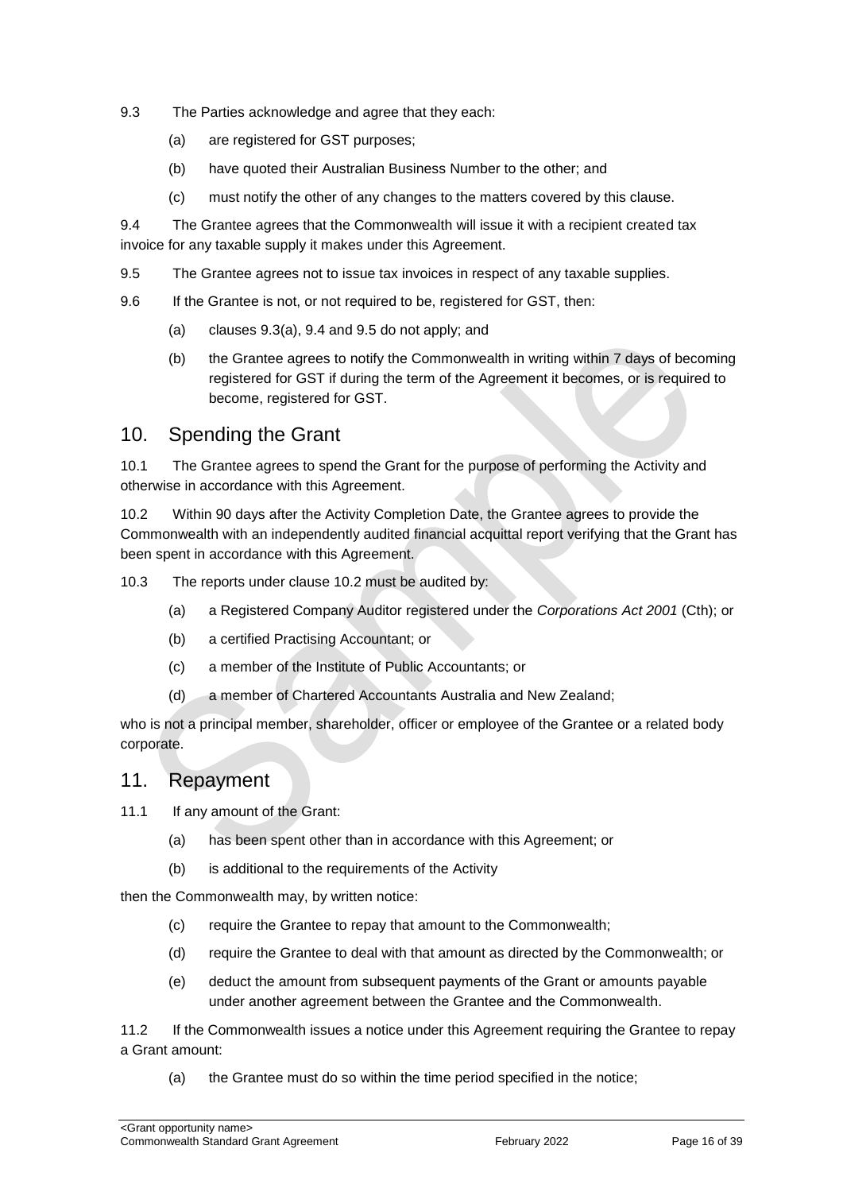9.3 The Parties acknowledge and agree that they each:

(a) are registered for GST purposes;

(b) have quoted their Australian Business Number to the other; and

(c) must notify the other of any changes to the matters covered by this clause.

9.4 The Grantee agrees that the Commonwealth will issue it with a recipient created tax invoice for any taxable supply it makes under this Agreement.

9.5 The Grantee agrees not to issue tax invoices in respect of any taxable supplies.

9.6 If the Grantee is not, or not required to be, registered for GST, then:

(a) clauses 9.3(a), 9.4 and 9.5 do not apply; and

(b) the Grantee agrees to notify the Commonwealth in writing within 7 days of becoming registered for GST if during the term of the Agreement it becomes, or is required to become, registered for GST.

## 10. Spending the Grant

10.1 The Grantee agrees to spend the Grant for the purpose of performing the Activity and otherwise in accordance with this Agreement.

10.2 Within 90 days after the Activity Completion Date, the Grantee agrees to provide the Commonwealth with an independently audited financial acquittal report verifying that the Grant has been spent in accordance with this Agreement.

10.3 The reports under clause 10.2 must be audited by:

(a) a Registered Company Auditor registered under the *Corporations Act 2001* (Cth); or

(b) a certified Practising Accountant; or

(c) a member of the Institute of Public Accountants; or

(d) a member of Chartered Accountants Australia and New Zealand;

who is not a principal member, shareholder, officer or employee of the Grantee or a related body corporate.

## 11. Repayment

11.1 If any amount of the Grant:

(a) has been spent other than in accordance with this Agreement; or

(b) is additional to the requirements of the Activity

then the Commonwealth may, by written notice:

(c) require the Grantee to repay that amount to the Commonwealth;

(d) require the Grantee to deal with that amount as directed by the Commonwealth; or

(e) deduct the amount from subsequent payments of the Grant or amounts payable under another agreement between the Grantee and the Commonwealth.

11.2 If the Commonwealth issues a notice under this Agreement requiring the Grantee to repay a Grant amount:

(a) the Grantee must do so within the time period specified in the notice;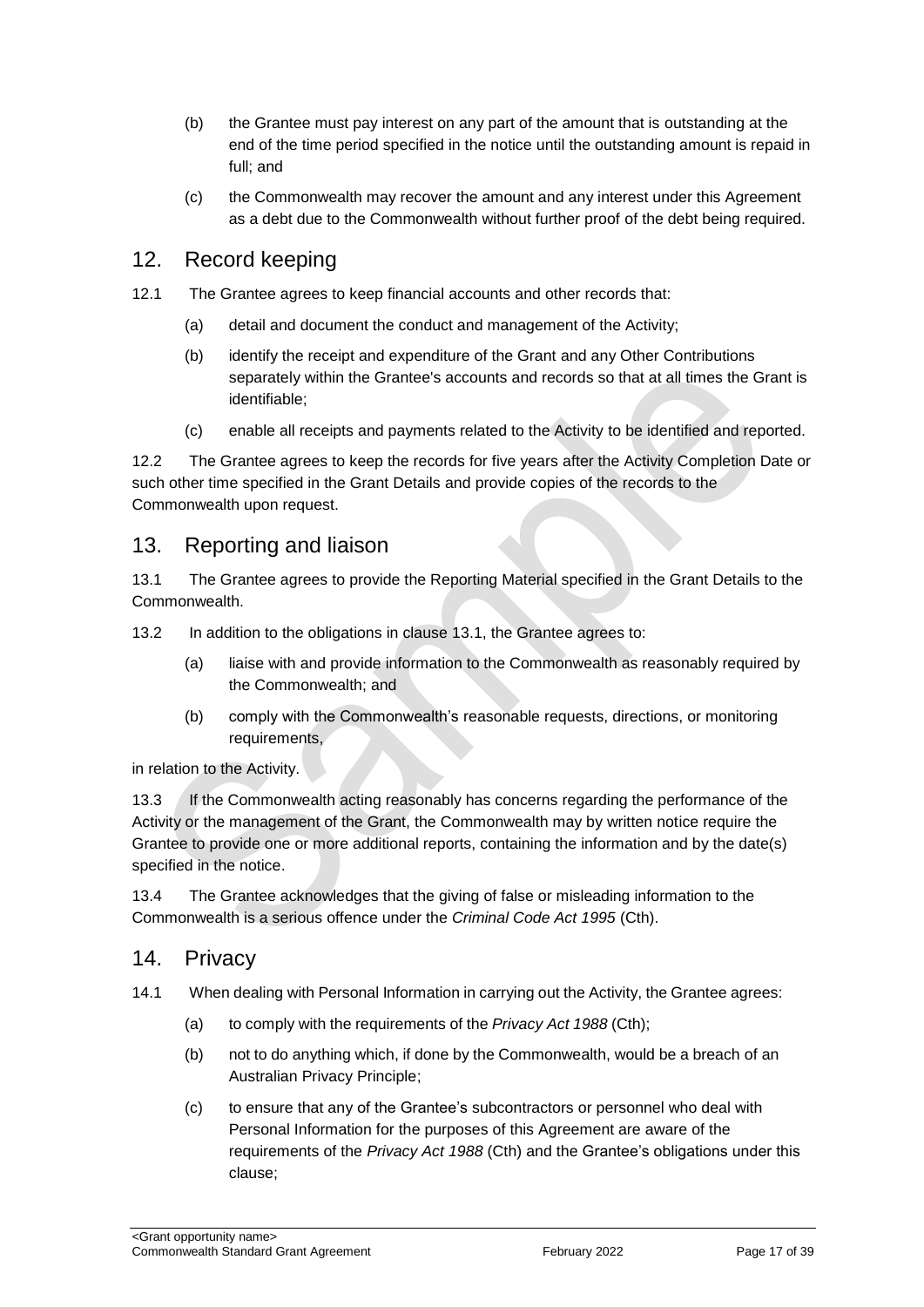(b) the Grantee must pay interest on any part of the amount that is outstanding at the end of the time period specified in the notice until the outstanding amount is repaid in full; and

(c) the Commonwealth may recover the amount and any interest under this Agreement as a debt due to the Commonwealth without further proof of the debt being required.

## 12. Record keeping

12.1 The Grantee agrees to keep financial accounts and other records that:

(a) detail and document the conduct and management of the Activity;

(b) identify the receipt and expenditure of the Grant and any Other Contributions separately within the Grantee's accounts and records so that at all times the Grant is identifiable;

(c) enable all receipts and payments related to the Activity to be identified and reported.

12.2 The Grantee agrees to keep the records for five years after the Activity Completion Date or such other time specified in the Grant Details and provide copies of the records to the Commonwealth upon request.

## 13. Reporting and liaison

13.1 The Grantee agrees to provide the Reporting Material specified in the Grant Details to the Commonwealth.

13.2 In addition to the obligations in clause 13.1, the Grantee agrees to:

(a) liaise with and provide information to the Commonwealth as reasonably required by the Commonwealth; and

(b) comply with the Commonwealth's reasonable requests, directions, or monitoring requirements,

in relation to the Activity.

13.3 If the Commonwealth acting reasonably has concerns regarding the performance of the Activity or the management of the Grant, the Commonwealth may by written notice require the Grantee to provide one or more additional reports, containing the information and by the date(s) specified in the notice.

13.4 The Grantee acknowledges that the giving of false or misleading information to the Commonwealth is a serious offence under the *Criminal Code Act 1995* (Cth).

## 14. Privacy

14.1 When dealing with Personal Information in carrying out the Activity, the Grantee agrees:

(a) to comply with the requirements of the *Privacy Act 1988* (Cth);

(b) not to do anything which, if done by the Commonwealth, would be a breach of an Australian Privacy Principle;

(c) to ensure that any of the Grantee's subcontractors or personnel who deal with Personal Information for the purposes of this Agreement are aware of the requirements of the *Privacy Act 1988* (Cth) and the Grantee's obligations under this clause;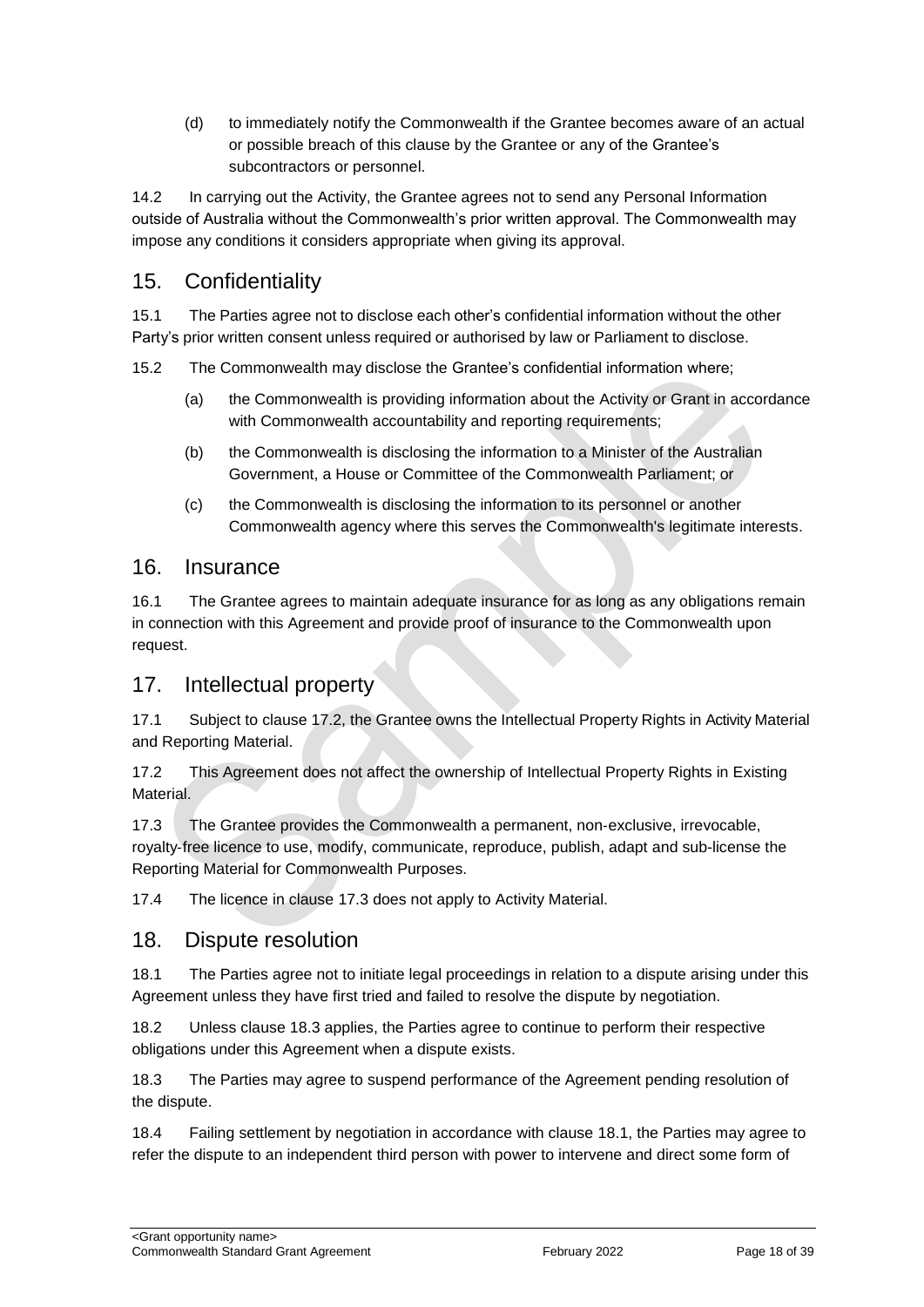(d) to immediately notify the Commonwealth if the Grantee becomes aware of an actual or possible breach of this clause by the Grantee or any of the Grantee's subcontractors or personnel.

14.2 In carrying out the Activity, the Grantee agrees not to send any Personal Information outside of Australia without the Commonwealth's prior written approval. The Commonwealth may impose any conditions it considers appropriate when giving its approval.

## 15. Confidentiality

15.1 The Parties agree not to disclose each other's confidential information without the other Party's prior written consent unless required or authorised by law or Parliament to disclose.

15.2 The Commonwealth may disclose the Grantee's confidential information where;

(a) the Commonwealth is providing information about the Activity or Grant in accordance with Commonwealth accountability and reporting requirements;

(b) the Commonwealth is disclosing the information to a Minister of the Australian Government, a House or Committee of the Commonwealth Parliament; or

(c) the Commonwealth is disclosing the information to its personnel or another Commonwealth agency where this serves the Commonwealth's legitimate interests.

## 16. Insurance

16.1 The Grantee agrees to maintain adequate insurance for as long as any obligations remain in connection with this Agreement and provide proof of insurance to the Commonwealth upon request.

## 17. Intellectual property

17.1 Subject to clause 17.2, the Grantee owns the Intellectual Property Rights in Activity Material and Reporting Material.

17.2 This Agreement does not affect the ownership of Intellectual Property Rights in Existing Material.

17.3 The Grantee provides the Commonwealth a permanent, non-exclusive, irrevocable, royalty-free licence to use, modify, communicate, reproduce, publish, adapt and sub-license the Reporting Material for Commonwealth Purposes.

17.4 The licence in clause 17.3 does not apply to Activity Material.

## 18. Dispute resolution

18.1 The Parties agree not to initiate legal proceedings in relation to a dispute arising under this Agreement unless they have first tried and failed to resolve the dispute by negotiation.

18.2 Unless clause 18.3 applies, the Parties agree to continue to perform their respective obligations under this Agreement when a dispute exists.

18.3 The Parties may agree to suspend performance of the Agreement pending resolution of the dispute.

18.4 Failing settlement by negotiation in accordance with clause 18.1, the Parties may agree to refer the dispute to an independent third person with power to intervene and direct some form of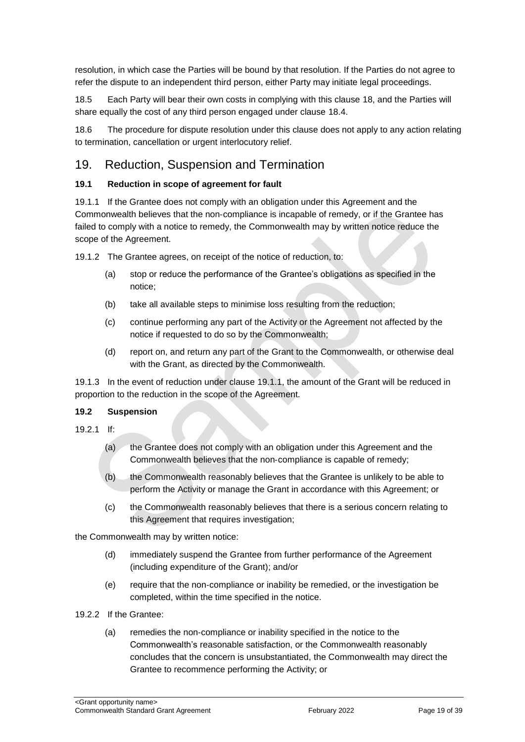resolution, in which case the Parties will be bound by that resolution. If the Parties do not agree to refer the dispute to an independent third person, either Party may initiate legal proceedings.

18.5 Each Party will bear their own costs in complying with this clause 18, and the Parties will share equally the cost of any third person engaged under clause 18.4.

18.6 The procedure for dispute resolution under this clause does not apply to any action relating to termination, cancellation or urgent interlocutory relief.

## 19. Reduction, Suspension and Termination

### 19.1 Reduction in scope of agreement for fault

19.1.1 If the Grantee does not comply with an obligation under this Agreement and the Commonwealth believes that the non-compliance is incapable of remedy, or if the Grantee has failed to comply with a notice to remedy, the Commonwealth may by written notice reduce the scope of the Agreement.

19.1.2 The Grantee agrees, on receipt of the notice of reduction, to:

(a) stop or reduce the performance of the Grantee's obligations as specified in the notice;

(b) take all available steps to minimise loss resulting from the reduction;

(c) continue performing any part of the Activity or the Agreement not affected by the notice if requested to do so by the Commonwealth;

(d) report on, and return any part of the Grant to the Commonwealth, or otherwise deal with the Grant, as directed by the Commonwealth.

19.1.3 In the event of reduction under clause 19.1.1, the amount of the Grant will be reduced in proportion to the reduction in the scope of the Agreement.

### 19.2 Suspension

19.2.1 If:

(a) the Grantee does not comply with an obligation under this Agreement and the Commonwealth believes that the non-compliance is capable of remedy;

(b) the Commonwealth reasonably believes that the Grantee is unlikely to be able to perform the Activity or manage the Grant in accordance with this Agreement; or

(c) the Commonwealth reasonably believes that there is a serious concern relating to this Agreement that requires investigation;

the Commonwealth may by written notice:

(d) immediately suspend the Grantee from further performance of the Agreement (including expenditure of the Grant); and/or

(e) require that the non-compliance or inability be remedied, or the investigation be completed, within the time specified in the notice.

19.2.2 If the Grantee:

(a) remedies the non-compliance or inability specified in the notice to the Commonwealth's reasonable satisfaction, or the Commonwealth reasonably concludes that the concern is unsubstantiated, the Commonwealth may direct the Grantee to recommence performing the Activity; or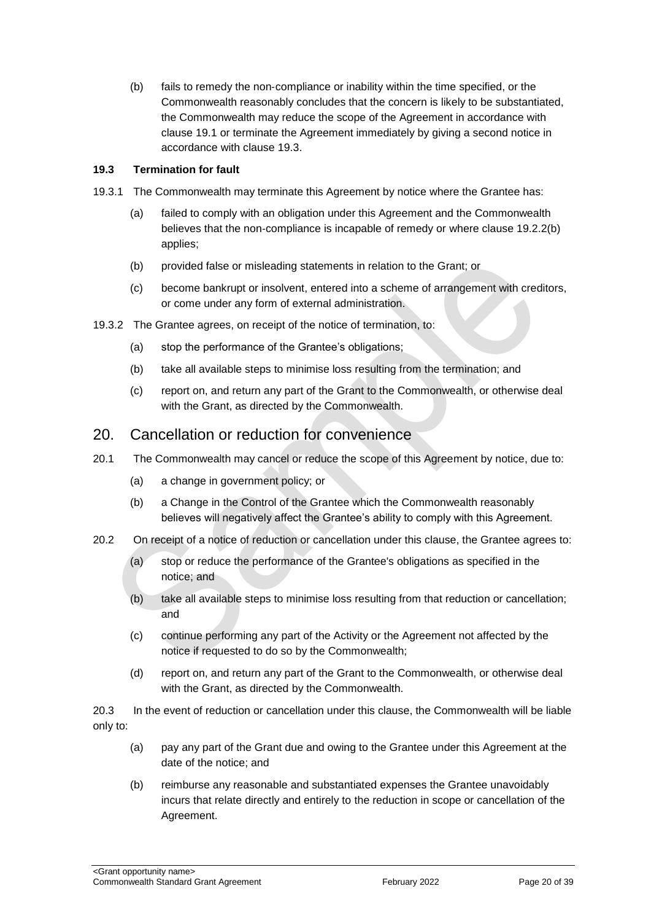(b) fails to remedy the non-compliance or inability within the time specified, or the Commonwealth reasonably concludes that the concern is likely to be substantiated, the Commonwealth may reduce the scope of the Agreement in accordance with clause 19.1 or terminate the Agreement immediately by giving a second notice in accordance with clause 19.3.

**19.3 Termination for fault**

19.3.1 The Commonwealth may terminate this Agreement by notice where the Grantee has:

(a) failed to comply with an obligation under this Agreement and the Commonwealth believes that the non-compliance is incapable of remedy or where clause 19.2.2(b) applies;

(b) provided false or misleading statements in relation to the Grant; or

(c) become bankrupt or insolvent, entered into a scheme of arrangement with creditors, or come under any form of external administration.

19.3.2 The Grantee agrees, on receipt of the notice of termination, to:

(a) stop the performance of the Grantee's obligations;

(b) take all available steps to minimise loss resulting from the termination; and

(c) report on, and return any part of the Grant to the Commonwealth, or otherwise deal with the Grant, as directed by the Commonwealth.

## 20. Cancellation or reduction for convenience

20.1 The Commonwealth may cancel or reduce the scope of this Agreement by notice, due to:

(a) a change in government policy; or

(b) a Change in the Control of the Grantee which the Commonwealth reasonably believes will negatively affect the Grantee's ability to comply with this Agreement.

20.2 On receipt of a notice of reduction or cancellation under this clause, the Grantee agrees to:

(a) stop or reduce the performance of the Grantee's obligations as specified in the notice; and

(b) take all available steps to minimise loss resulting from that reduction or cancellation; and

(c) continue performing any part of the Activity or the Agreement not affected by the notice if requested to do so by the Commonwealth;

(d) report on, and return any part of the Grant to the Commonwealth, or otherwise deal with the Grant, as directed by the Commonwealth.

20.3 In the event of reduction or cancellation under this clause, the Commonwealth will be liable only to:

(a) pay any part of the Grant due and owing to the Grantee under this Agreement at the date of the notice; and

(b) reimburse any reasonable and substantiated expenses the Grantee unavoidably incurs that relate directly and entirely to the reduction in scope or cancellation of the Agreement.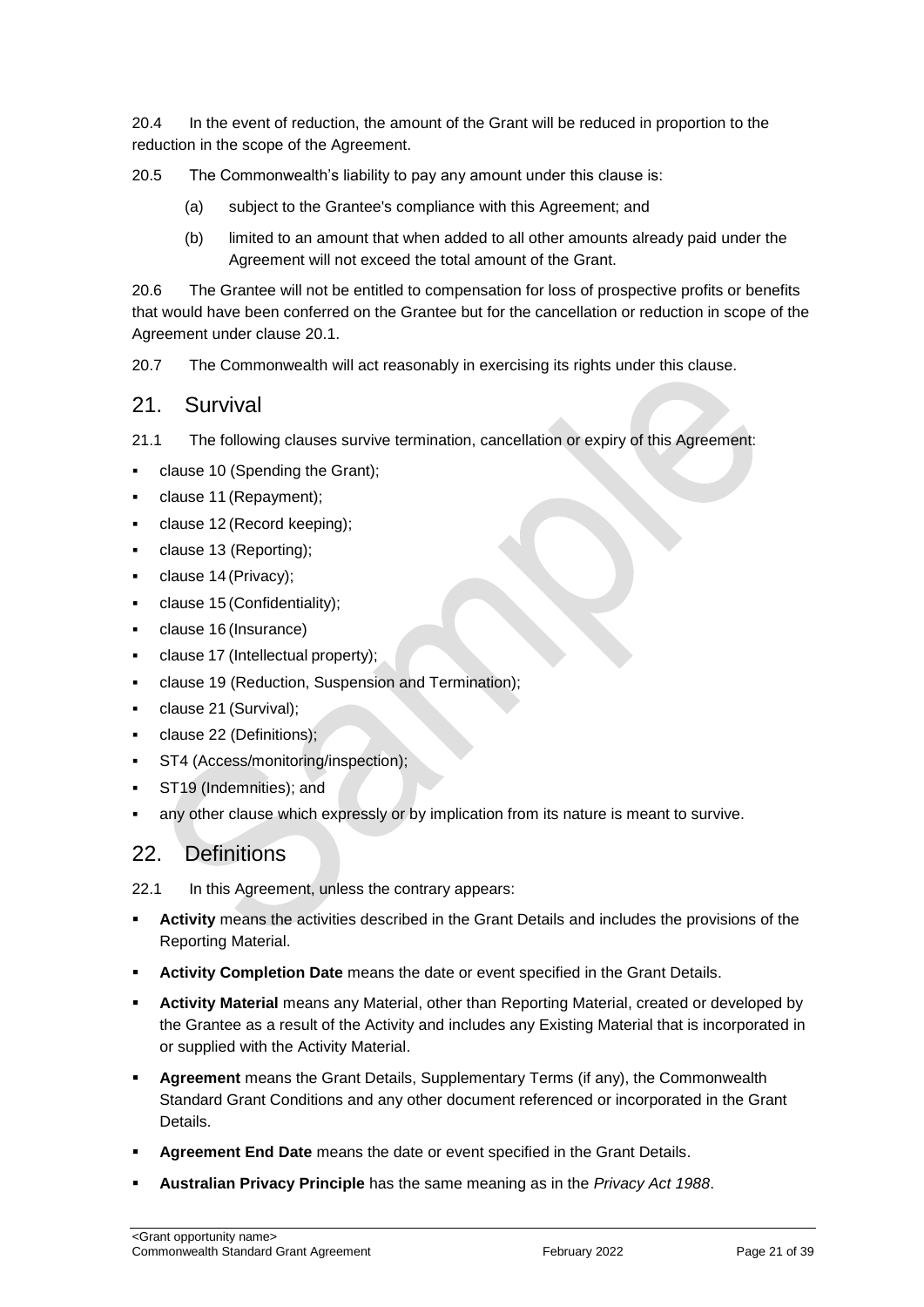20.4 In the event of reduction, the amount of the Grant will be reduced in proportion to the reduction in the scope of the Agreement.

20.5 The Commonwealth's liability to pay any amount under this clause is:

(a) subject to the Grantee's compliance with this Agreement; and

(b) limited to an amount that when added to all other amounts already paid under the Agreement will not exceed the total amount of the Grant.

20.6 The Grantee will not be entitled to compensation for loss of prospective profits or benefits that would have been conferred on the Grantee but for the cancellation or reduction in scope of the Agreement under clause 20.1.

20.7 The Commonwealth will act reasonably in exercising its rights under this clause.

## 21. Survival

21.1 The following clauses survive termination, cancellation or expiry of this Agreement:

- clause 10 (Spending the Grant);
- clause 11 (Repayment);
- clause 12 (Record keeping);
- clause 13 (Reporting);
- clause 14 (Privacy);
- clause 15 (Confidentiality);
- clause 16 (Insurance)
- clause 17 (Intellectual property);
- clause 19 (Reduction, Suspension and Termination);
- clause 21 (Survival);
- clause 22 (Definitions);
- ST4 (Access/monitoring/inspection);
- ST19 (Indemnities); and
- any other clause which expressly or by implication from its nature is meant to survive.

## 22. Definitions

22.1 In this Agreement, unless the contrary appears:

- **Activity** means the activities described in the Grant Details and includes the provisions of the Reporting Material.
- **Activity Completion Date** means the date or event specified in the Grant Details.
- **Activity Material** means any Material, other than Reporting Material, created or developed by the Grantee as a result of the Activity and includes any Existing Material that is incorporated in or supplied with the Activity Material.
- **Agreement** means the Grant Details, Supplementary Terms (if any), the Commonwealth Standard Grant Conditions and any other document referenced or incorporated in the Grant Details.
- **Agreement End Date** means the date or event specified in the Grant Details.
- **Australian Privacy Principle** has the same meaning as in the *Privacy Act 1988*.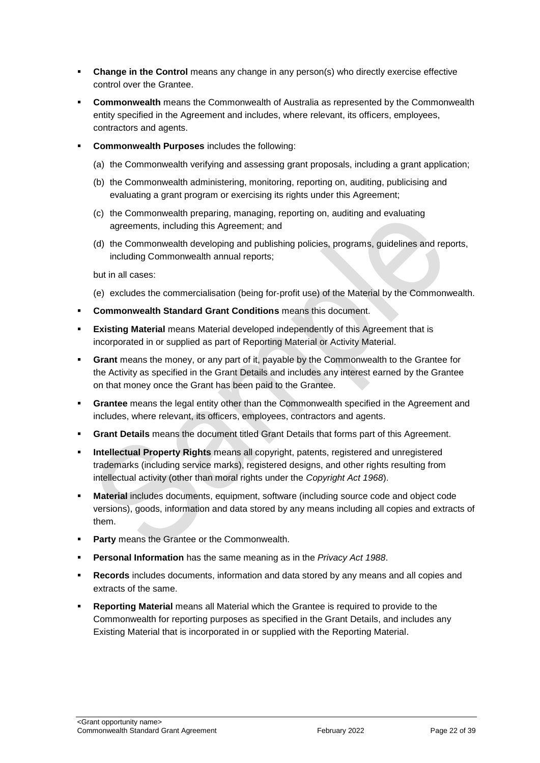- **Change in the Control** means any change in any person(s) who directly exercise effective control over the Grantee.
- **Commonwealth** means the Commonwealth of Australia as represented by the Commonwealth entity specified in the Agreement and includes, where relevant, its officers, employees, contractors and agents.
- **Commonwealth Purposes** includes the following:

  (a) the Commonwealth verifying and assessing grant proposals, including a grant application;

  (b) the Commonwealth administering, monitoring, reporting on, auditing, publicising and evaluating a grant program or exercising its rights under this Agreement;

  (c) the Commonwealth preparing, managing, reporting on, auditing and evaluating agreements, including this Agreement; and

  (d) the Commonwealth developing and publishing policies, programs, guidelines and reports, including Commonwealth annual reports;

  but in all cases:

  (e) excludes the commercialisation (being for-profit use) of the Material by the Commonwealth.
- **Commonwealth Standard Grant Conditions** means this document.
- **Existing Material** means Material developed independently of this Agreement that is incorporated in or supplied as part of Reporting Material or Activity Material.
- **Grant** means the money, or any part of it, payable by the Commonwealth to the Grantee for the Activity as specified in the Grant Details and includes any interest earned by the Grantee on that money once the Grant has been paid to the Grantee.
- **Grantee** means the legal entity other than the Commonwealth specified in the Agreement and includes, where relevant, its officers, employees, contractors and agents.
- **Grant Details** means the document titled Grant Details that forms part of this Agreement.
- **Intellectual Property Rights** means all copyright, patents, registered and unregistered trademarks (including service marks), registered designs, and other rights resulting from intellectual activity (other than moral rights under the *Copyright Act 1968*).
- **Material** includes documents, equipment, software (including source code and object code versions), goods, information and data stored by any means including all copies and extracts of them.
- **Party** means the Grantee or the Commonwealth.
- **Personal Information** has the same meaning as in the *Privacy Act 1988*.
- **Records** includes documents, information and data stored by any means and all copies and extracts of the same.
- **Reporting Material** means all Material which the Grantee is required to provide to the Commonwealth for reporting purposes as specified in the Grant Details, and includes any Existing Material that is incorporated in or supplied with the Reporting Material.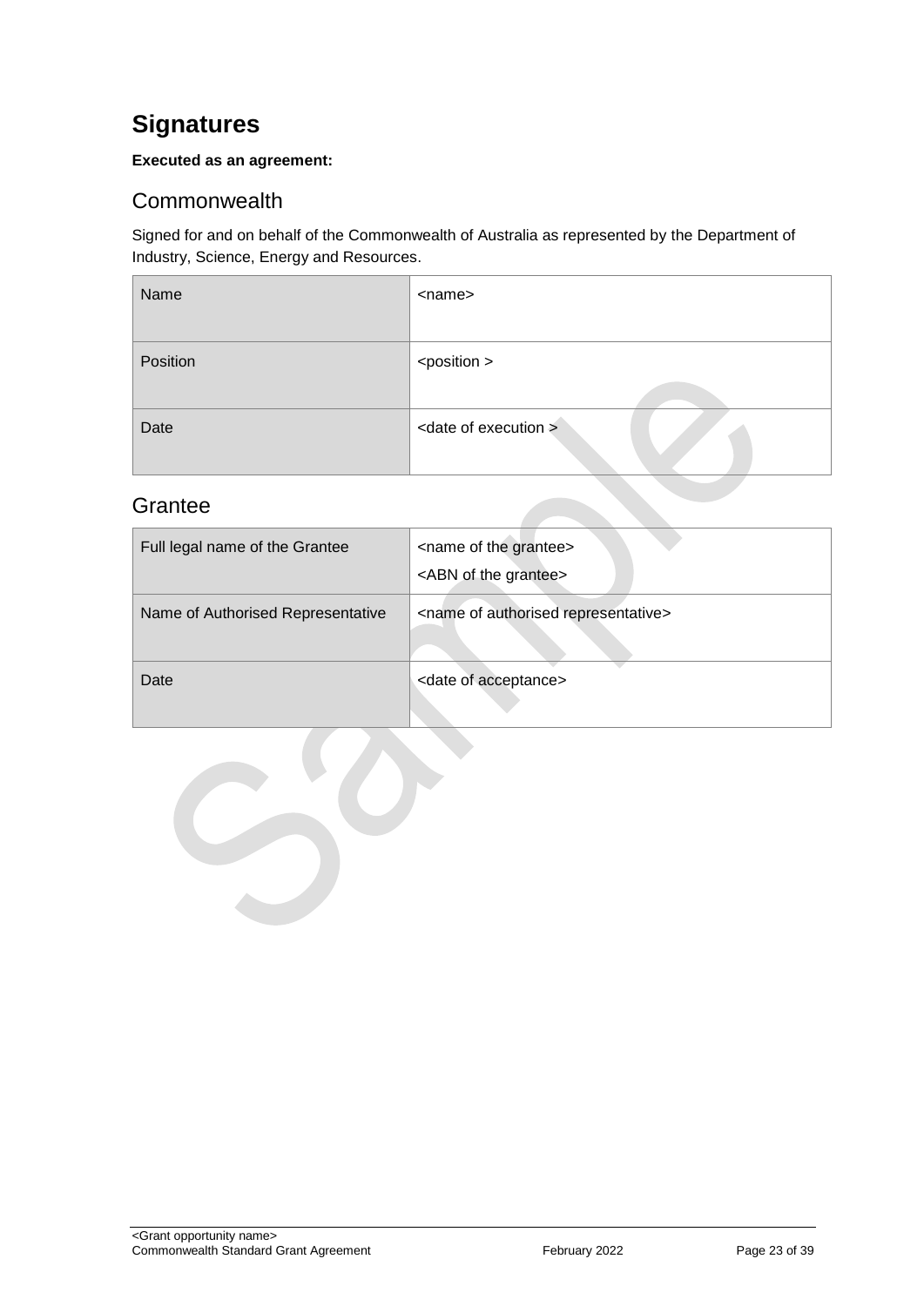# Signatures

**Executed as an agreement:**

## Commonwealth

Signed for and on behalf of the Commonwealth of Australia as represented by the Department of Industry, Science, Energy and Resources.

| Name | <name> |
|---|---|
| Position | <position > |
| Date | <date of execution > |

## Grantee

| Full legal name of the Grantee | <name of the grantee><br><ABN of the grantee> |
|---|---|
| Name of Authorised Representative | <name of authorised representative> |
| Date | <date of acceptance> |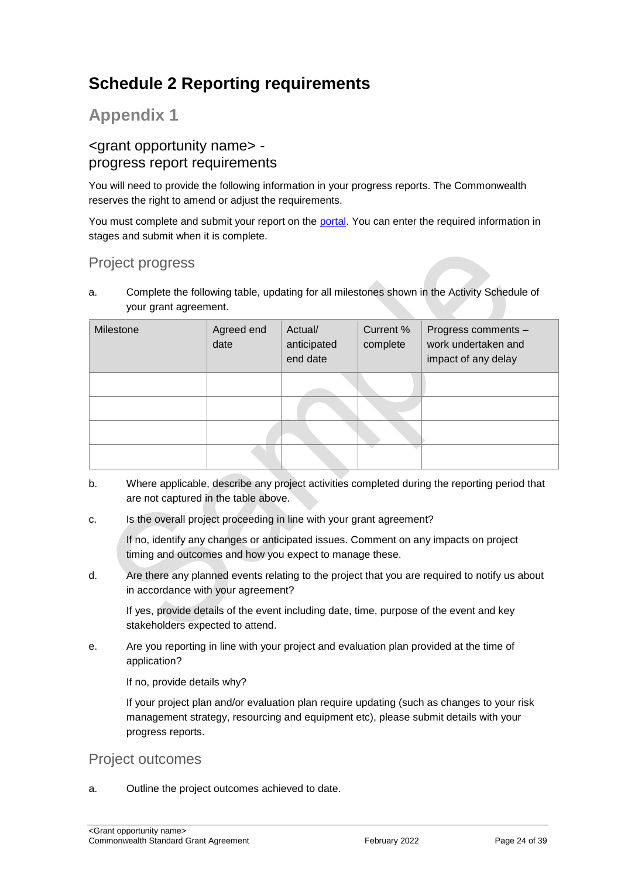# Schedule 2 Reporting requirements

## Appendix 1

### <grant opportunity name> - progress report requirements

You will need to provide the following information in your progress reports. The Commonwealth reserves the right to amend or adjust the requirements.

You must complete and submit your report on the portal. You can enter the required information in stages and submit when it is complete.

### Project progress

a. Complete the following table, updating for all milestones shown in the Activity Schedule of your grant agreement.

| Milestone | Agreed end date | Actual/ anticipated end date | Current % complete | Progress comments – work undertaken and impact of any delay |
|---|---|---|---|---|
| | | | | |
| | | | | |
| | | | | |
| | | | | |

b. Where applicable, describe any project activities completed during the reporting period that are not captured in the table above.

c. Is the overall project proceeding in line with your grant agreement?

   If no, identify any changes or anticipated issues. Comment on any impacts on project timing and outcomes and how you expect to manage these.

d. Are there any planned events relating to the project that you are required to notify us about in accordance with your agreement?

   If yes, provide details of the event including date, time, purpose of the event and key stakeholders expected to attend.

e. Are you reporting in line with your project and evaluation plan provided at the time of application?

   If no, provide details why?

   If your project plan and/or evaluation plan require updating (such as changes to your risk management strategy, resourcing and equipment etc), please submit details with your progress reports.

### Project outcomes

a. Outline the project outcomes achieved to date.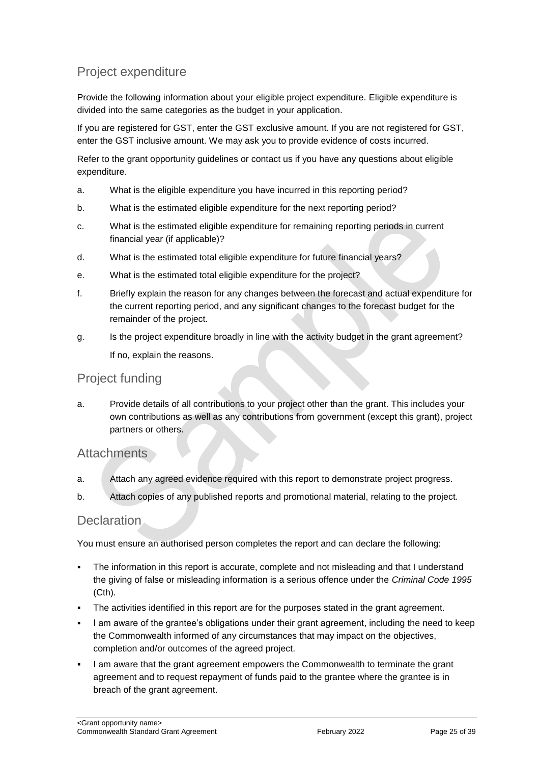## Project expenditure

Provide the following information about your eligible project expenditure. Eligible expenditure is divided into the same categories as the budget in your application.

If you are registered for GST, enter the GST exclusive amount. If you are not registered for GST, enter the GST inclusive amount. We may ask you to provide evidence of costs incurred.

Refer to the grant opportunity guidelines or contact us if you have any questions about eligible expenditure.

a. What is the eligible expenditure you have incurred in this reporting period?

b. What is the estimated eligible expenditure for the next reporting period?

c. What is the estimated eligible expenditure for remaining reporting periods in current financial year (if applicable)?

d. What is the estimated total eligible expenditure for future financial years?

e. What is the estimated total eligible expenditure for the project?

f. Briefly explain the reason for any changes between the forecast and actual expenditure for the current reporting period, and any significant changes to the forecast budget for the remainder of the project.

g. Is the project expenditure broadly in line with the activity budget in the grant agreement?

   If no, explain the reasons.

## Project funding

a. Provide details of all contributions to your project other than the grant. This includes your own contributions as well as any contributions from government (except this grant), project partners or others.

## Attachments

a. Attach any agreed evidence required with this report to demonstrate project progress.

b. Attach copies of any published reports and promotional material, relating to the project.

## Declaration

You must ensure an authorised person completes the report and can declare the following:

- The information in this report is accurate, complete and not misleading and that I understand the giving of false or misleading information is a serious offence under the *Criminal Code 1995* (Cth).
- The activities identified in this report are for the purposes stated in the grant agreement.
- I am aware of the grantee's obligations under their grant agreement, including the need to keep the Commonwealth informed of any circumstances that may impact on the objectives, completion and/or outcomes of the agreed project.
- I am aware that the grant agreement empowers the Commonwealth to terminate the grant agreement and to request repayment of funds paid to the grantee where the grantee is in breach of the grant agreement.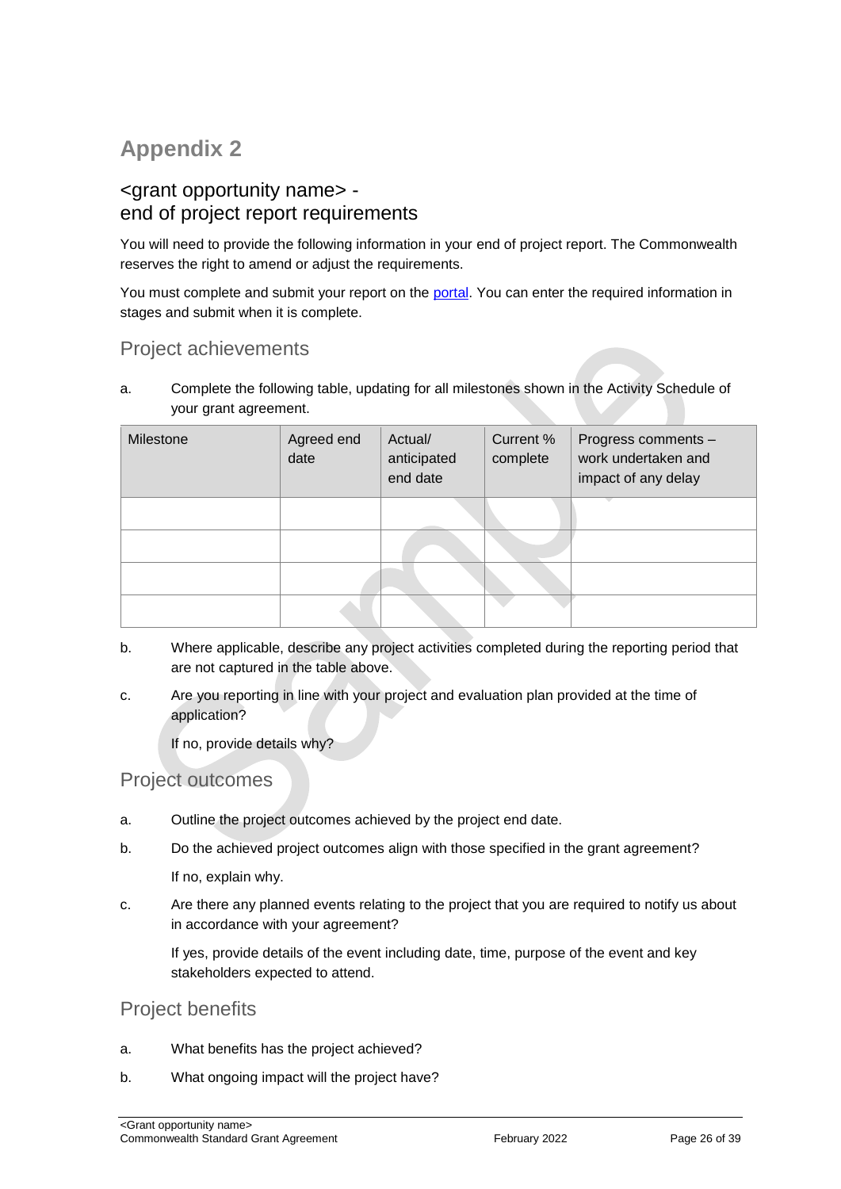# Appendix 2

## <grant opportunity name> - end of project report requirements

You will need to provide the following information in your end of project report. The Commonwealth reserves the right to amend or adjust the requirements.

You must complete and submit your report on the portal. You can enter the required information in stages and submit when it is complete.

### Project achievements

a. Complete the following table, updating for all milestones shown in the Activity Schedule of your grant agreement.

| Milestone | Agreed end date | Actual/ anticipated end date | Current % complete | Progress comments – work undertaken and impact of any delay |
|---|---|---|---|---|
| | | | | |
| | | | | |
| | | | | |
| | | | | |

b. Where applicable, describe any project activities completed during the reporting period that are not captured in the table above.

c. Are you reporting in line with your project and evaluation plan provided at the time of application?

   If no, provide details why?

### Project outcomes

a. Outline the project outcomes achieved by the project end date.

b. Do the achieved project outcomes align with those specified in the grant agreement?

   If no, explain why.

c. Are there any planned events relating to the project that you are required to notify us about in accordance with your agreement?

   If yes, provide details of the event including date, time, purpose of the event and key stakeholders expected to attend.

### Project benefits

a. What benefits has the project achieved?

b. What ongoing impact will the project have?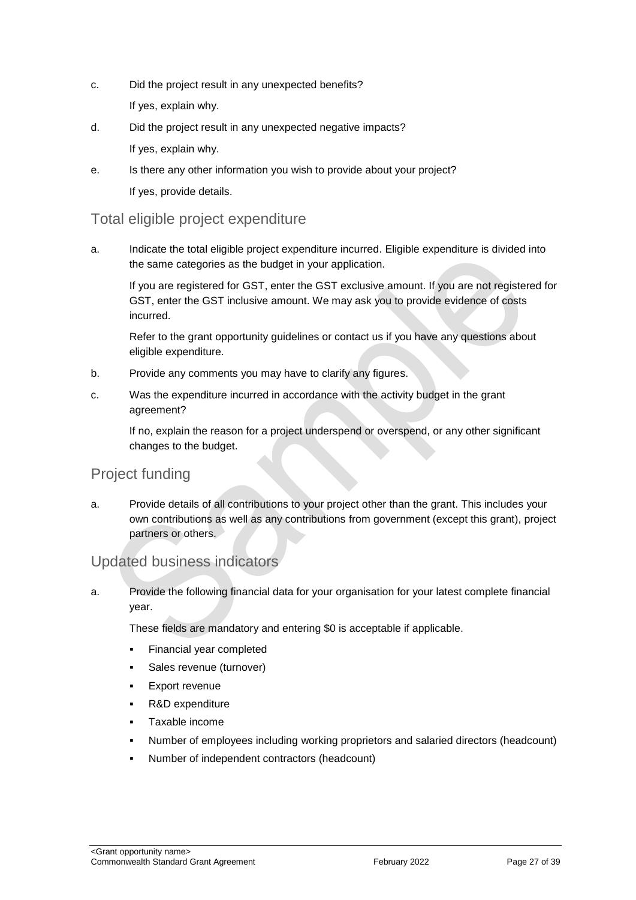c. Did the project result in any unexpected benefits?

   If yes, explain why.

d. Did the project result in any unexpected negative impacts?

   If yes, explain why.

e. Is there any other information you wish to provide about your project?

   If yes, provide details.

## Total eligible project expenditure

a. Indicate the total eligible project expenditure incurred. Eligible expenditure is divided into the same categories as the budget in your application.

   If you are registered for GST, enter the GST exclusive amount. If you are not registered for GST, enter the GST inclusive amount. We may ask you to provide evidence of costs incurred.

   Refer to the grant opportunity guidelines or contact us if you have any questions about eligible expenditure.

b. Provide any comments you may have to clarify any figures.

c. Was the expenditure incurred in accordance with the activity budget in the grant agreement?

   If no, explain the reason for a project underspend or overspend, or any other significant changes to the budget.

## Project funding

a. Provide details of all contributions to your project other than the grant. This includes your own contributions as well as any contributions from government (except this grant), project partners or others.

## Updated business indicators

a. Provide the following financial data for your organisation for your latest complete financial year.

   These fields are mandatory and entering $0 is acceptable if applicable.

   - Financial year completed
   - Sales revenue (turnover)
   - Export revenue
   - R&D expenditure
   - Taxable income
   - Number of employees including working proprietors and salaried directors (headcount)
   - Number of independent contractors (headcount)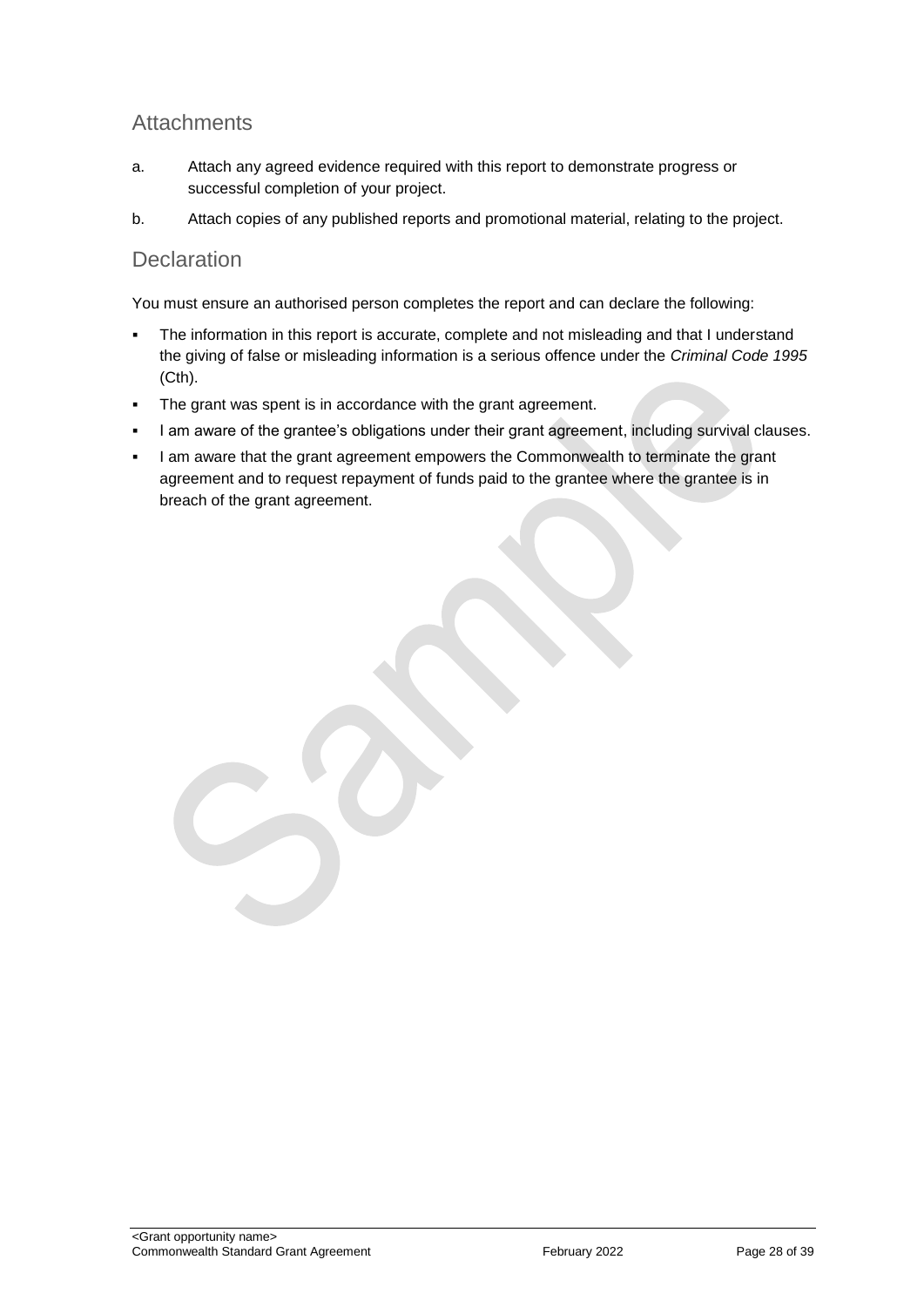## Attachments

a. Attach any agreed evidence required with this report to demonstrate progress or successful completion of your project.

b. Attach copies of any published reports and promotional material, relating to the project.

## Declaration

You must ensure an authorised person completes the report and can declare the following:

- The information in this report is accurate, complete and not misleading and that I understand the giving of false or misleading information is a serious offence under the *Criminal Code 1995* (Cth).
- The grant was spent is in accordance with the grant agreement.
- I am aware of the grantee's obligations under their grant agreement, including survival clauses.
- I am aware that the grant agreement empowers the Commonwealth to terminate the grant agreement and to request repayment of funds paid to the grantee where the grantee is in breach of the grant agreement.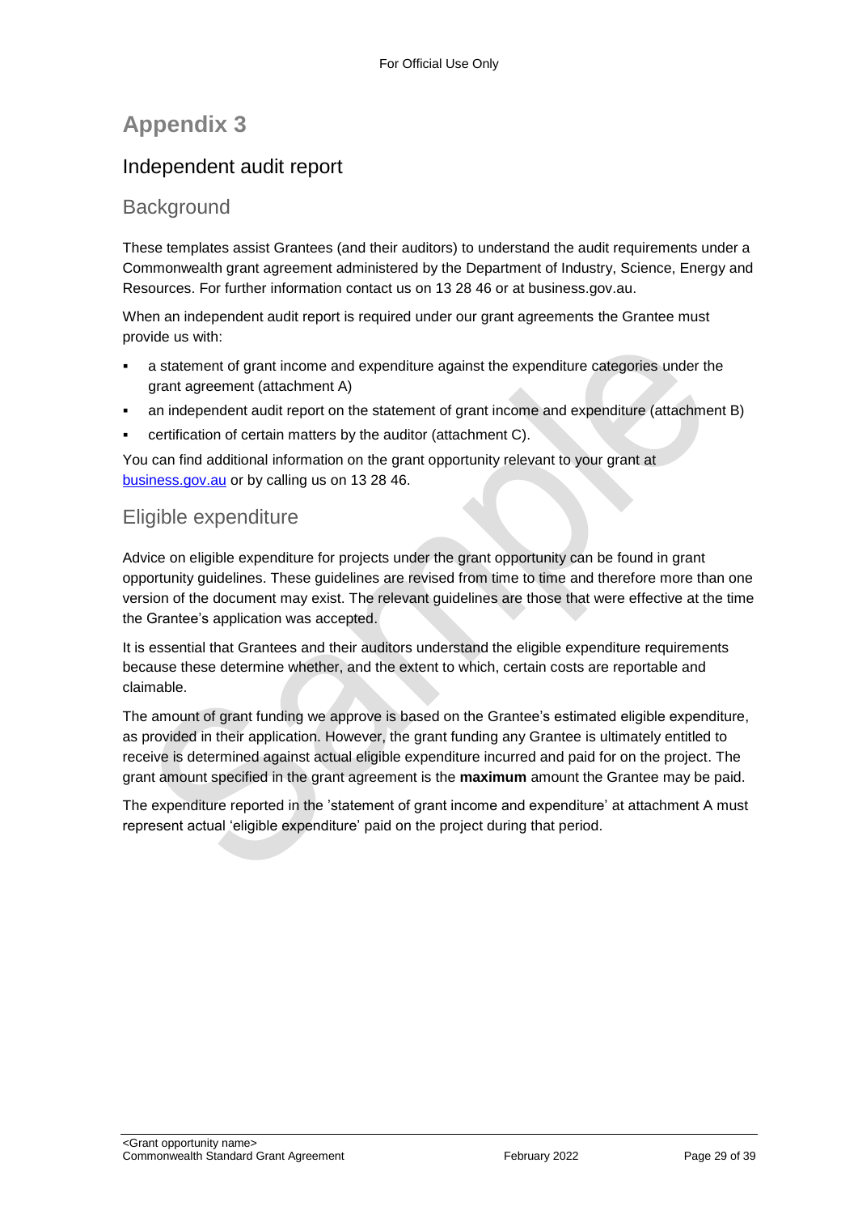# Appendix 3

## Independent audit report

### Background

These templates assist Grantees (and their auditors) to understand the audit requirements under a Commonwealth grant agreement administered by the Department of Industry, Science, Energy and Resources. For further information contact us on 13 28 46 or at business.gov.au.

When an independent audit report is required under our grant agreements the Grantee must provide us with:

- a statement of grant income and expenditure against the expenditure categories under the grant agreement (attachment A)
- an independent audit report on the statement of grant income and expenditure (attachment B)
- certification of certain matters by the auditor (attachment C).

You can find additional information on the grant opportunity relevant to your grant at [business.gov.au](business.gov.au) or by calling us on 13 28 46.

### Eligible expenditure

Advice on eligible expenditure for projects under the grant opportunity can be found in grant opportunity guidelines. These guidelines are revised from time to time and therefore more than one version of the document may exist. The relevant guidelines are those that were effective at the time the Grantee's application was accepted.

It is essential that Grantees and their auditors understand the eligible expenditure requirements because these determine whether, and the extent to which, certain costs are reportable and claimable.

The amount of grant funding we approve is based on the Grantee's estimated eligible expenditure, as provided in their application. However, the grant funding any Grantee is ultimately entitled to receive is determined against actual eligible expenditure incurred and paid for on the project. The grant amount specified in the grant agreement is the **maximum** amount the Grantee may be paid.

The expenditure reported in the 'statement of grant income and expenditure' at attachment A must represent actual 'eligible expenditure' paid on the project during that period.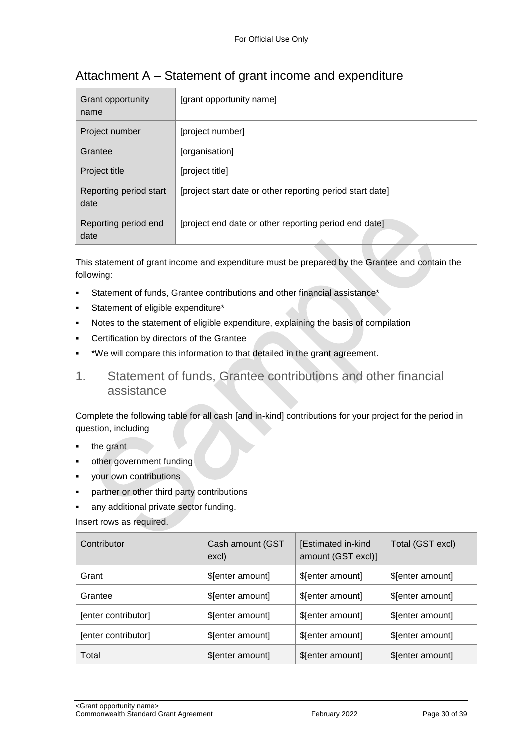## Attachment A – Statement of grant income and expenditure

| Grant opportunity name | [grant opportunity name] |
|---|---|
| Project number | [project number] |
| Grantee | [organisation] |
| Project title | [project title] |
| Reporting period start date | [project start date or other reporting period start date] |
| Reporting period end date | [project end date or other reporting period end date] |

This statement of grant income and expenditure must be prepared by the Grantee and contain the following:

- Statement of funds, Grantee contributions and other financial assistance*
- Statement of eligible expenditure*
- Notes to the statement of eligible expenditure, explaining the basis of compilation
- Certification by directors of the Grantee
- *We will compare this information to that detailed in the grant agreement.

### 1. Statement of funds, Grantee contributions and other financial assistance

Complete the following table for all cash [and in-kind] contributions for your project for the period in question, including

- the grant
- other government funding
- your own contributions
- partner or other third party contributions
- any additional private sector funding.

Insert rows as required.

| Contributor | Cash amount (GST excl) | [Estimated in-kind amount (GST excl)] | Total (GST excl) |
|---|---|---|---|
| Grant | $[enter amount] | $[enter amount] | $[enter amount] |
| Grantee | $[enter amount] | $[enter amount] | $[enter amount] |
| [enter contributor] | $[enter amount] | $[enter amount] | $[enter amount] |
| [enter contributor] | $[enter amount] | $[enter amount] | $[enter amount] |
| Total | $[enter amount] | $[enter amount] | $[enter amount] |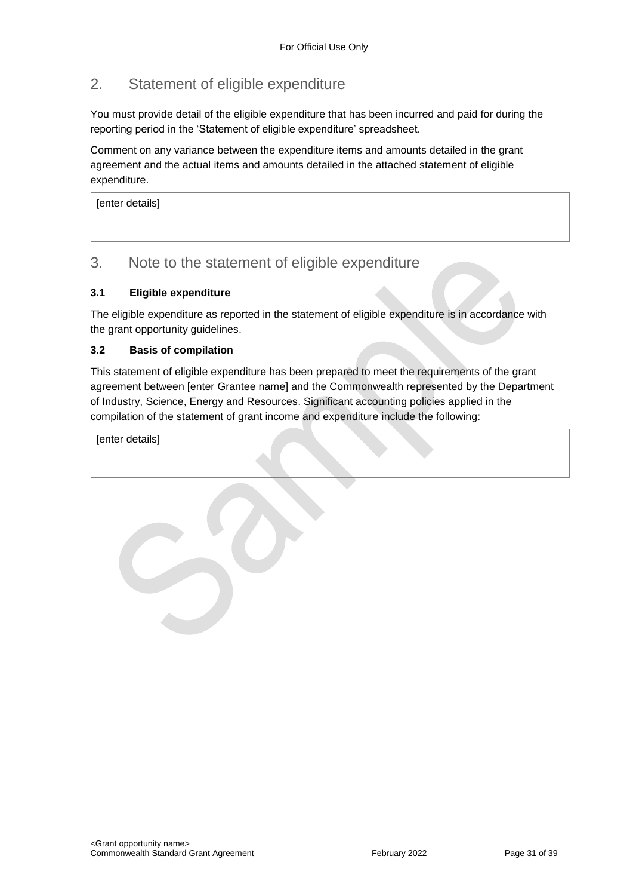## 2. Statement of eligible expenditure

You must provide detail of the eligible expenditure that has been incurred and paid for during the reporting period in the 'Statement of eligible expenditure' spreadsheet.

Comment on any variance between the expenditure items and amounts detailed in the grant agreement and the actual items and amounts detailed in the attached statement of eligible expenditure.

| [enter details] |
|---|

## 3. Note to the statement of eligible expenditure

### 3.1 Eligible expenditure

The eligible expenditure as reported in the statement of eligible expenditure is in accordance with the grant opportunity guidelines.

### 3.2 Basis of compilation

This statement of eligible expenditure has been prepared to meet the requirements of the grant agreement between [enter Grantee name] and the Commonwealth represented by the Department of Industry, Science, Energy and Resources. Significant accounting policies applied in the compilation of the statement of grant income and expenditure include the following:

| [enter details] |
|---|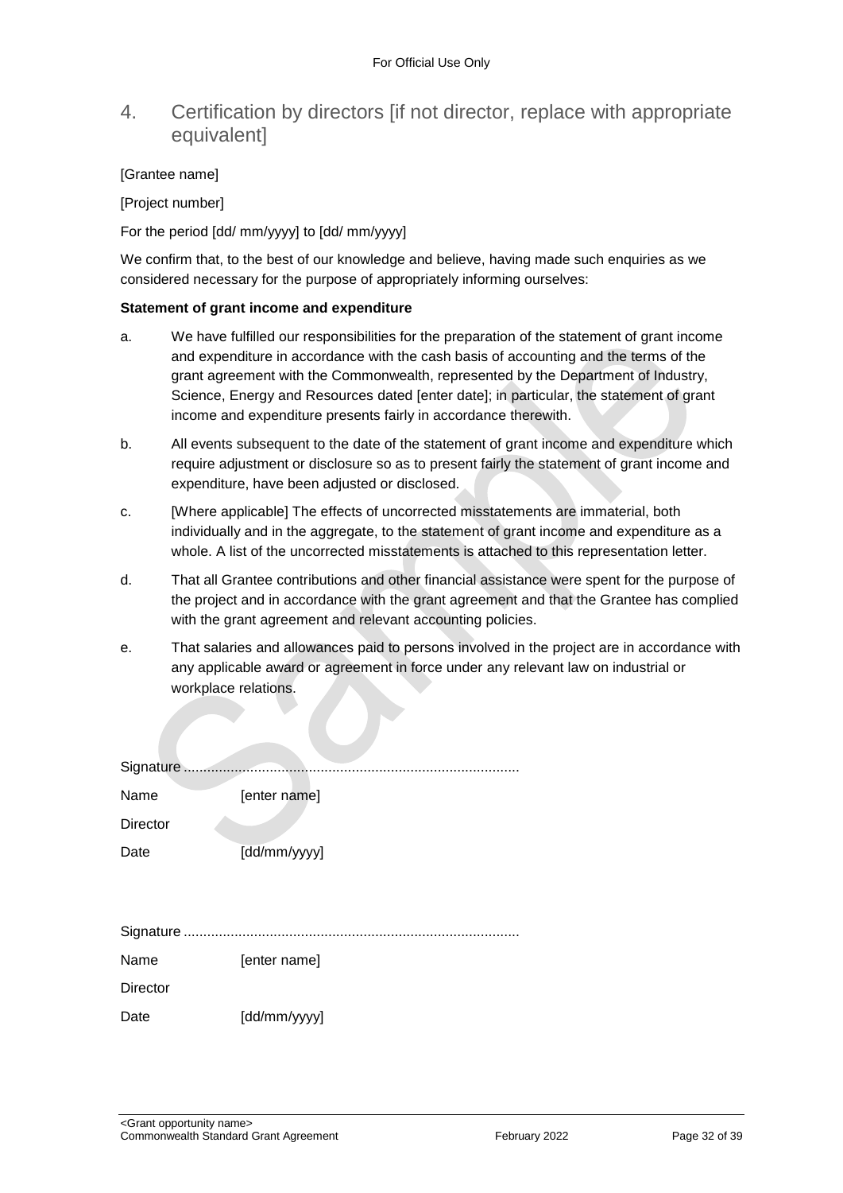## 4. Certification by directors [if not director, replace with appropriate equivalent]

[Grantee name]

[Project number]

For the period [dd/ mm/yyyy] to [dd/ mm/yyyy]

We confirm that, to the best of our knowledge and believe, having made such enquiries as we considered necessary for the purpose of appropriately informing ourselves:

**Statement of grant income and expenditure**

a. We have fulfilled our responsibilities for the preparation of the statement of grant income and expenditure in accordance with the cash basis of accounting and the terms of the grant agreement with the Commonwealth, represented by the Department of Industry, Science, Energy and Resources dated [enter date]; in particular, the statement of grant income and expenditure presents fairly in accordance therewith.

b. All events subsequent to the date of the statement of grant income and expenditure which require adjustment or disclosure so as to present fairly the statement of grant income and expenditure, have been adjusted or disclosed.

c. [Where applicable] The effects of uncorrected misstatements are immaterial, both individually and in the aggregate, to the statement of grant income and expenditure as a whole. A list of the uncorrected misstatements is attached to this representation letter.

d. That all Grantee contributions and other financial assistance were spent for the purpose of the project and in accordance with the grant agreement and that the Grantee has complied with the grant agreement and relevant accounting policies.

e. That salaries and allowances paid to persons involved in the project are in accordance with any applicable award or agreement in force under any relevant law on industrial or workplace relations.

Signature .....................................................................................

Name [enter name]

Director

Date [dd/mm/yyyy]

Signature .....................................................................................

Name [enter name]

Director

Date [dd/mm/yyyy]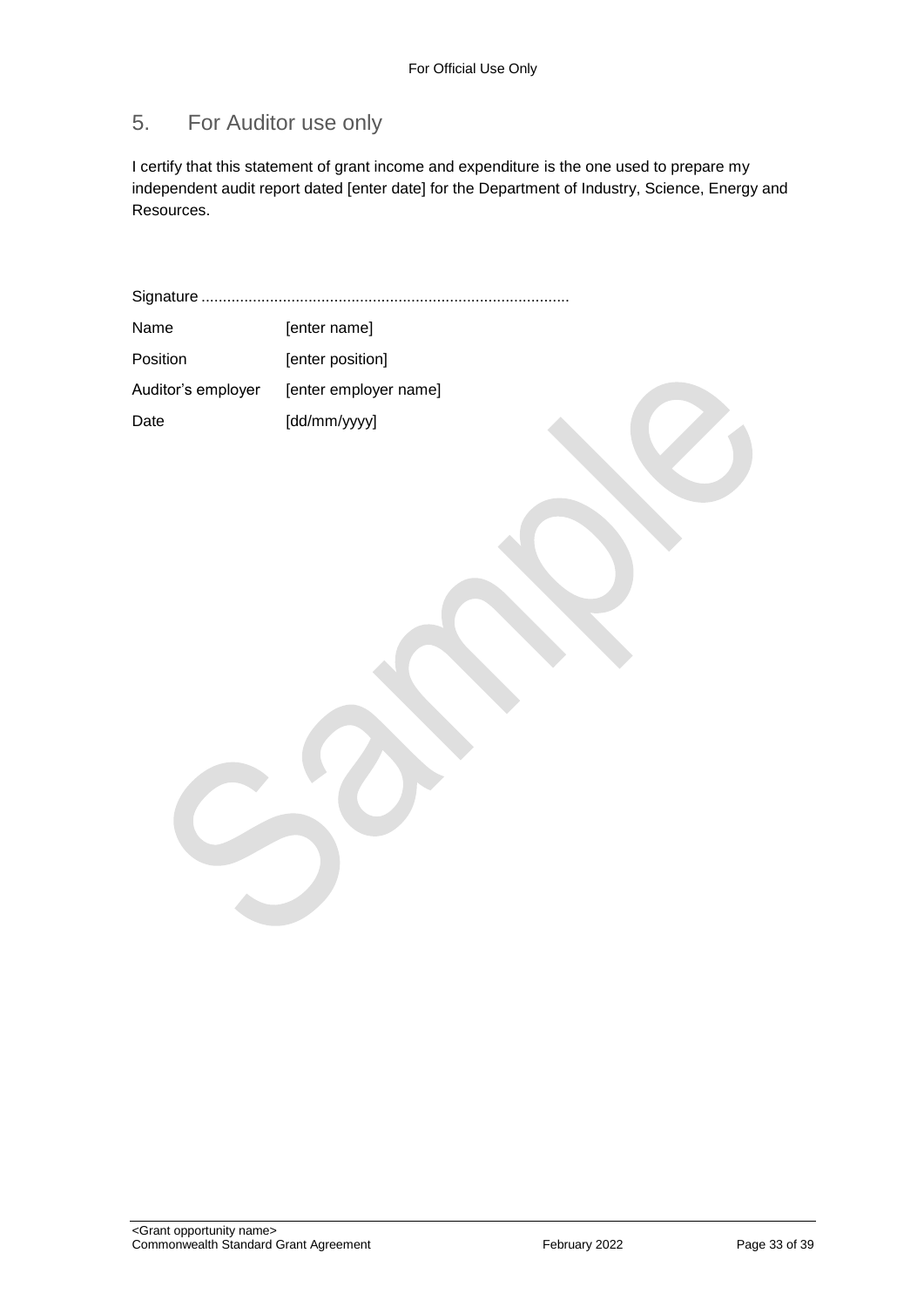## 5. For Auditor use only

I certify that this statement of grant income and expenditure is the one used to prepare my independent audit report dated [enter date] for the Department of Industry, Science, Energy and Resources.

Signature ......................................................................................

| | |
|---|---|
| Name | [enter name] |
| Position | [enter position] |
| Auditor's employer | [enter employer name] |
| Date | [dd/mm/yyyy] |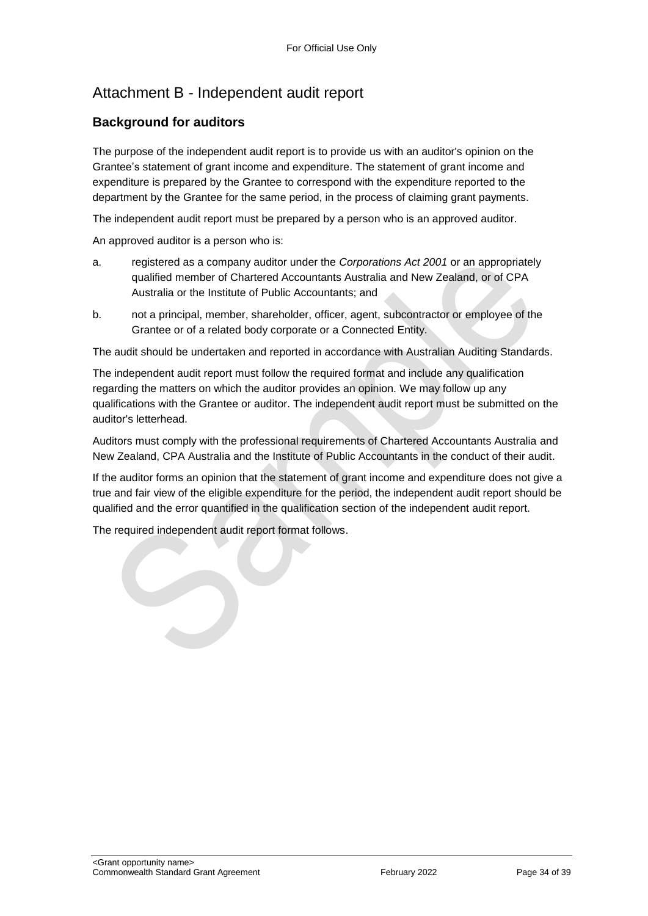# Attachment B - Independent audit report

## Background for auditors

The purpose of the independent audit report is to provide us with an auditor's opinion on the Grantee's statement of grant income and expenditure. The statement of grant income and expenditure is prepared by the Grantee to correspond with the expenditure reported to the department by the Grantee for the same period, in the process of claiming grant payments.

The independent audit report must be prepared by a person who is an approved auditor.

An approved auditor is a person who is:

a. registered as a company auditor under the *Corporations Act 2001* or an appropriately qualified member of Chartered Accountants Australia and New Zealand, or of CPA Australia or the Institute of Public Accountants; and

b. not a principal, member, shareholder, officer, agent, subcontractor or employee of the Grantee or of a related body corporate or a Connected Entity.

The audit should be undertaken and reported in accordance with Australian Auditing Standards.

The independent audit report must follow the required format and include any qualification regarding the matters on which the auditor provides an opinion. We may follow up any qualifications with the Grantee or auditor. The independent audit report must be submitted on the auditor's letterhead.

Auditors must comply with the professional requirements of Chartered Accountants Australia and New Zealand, CPA Australia and the Institute of Public Accountants in the conduct of their audit.

If the auditor forms an opinion that the statement of grant income and expenditure does not give a true and fair view of the eligible expenditure for the period, the independent audit report should be qualified and the error quantified in the qualification section of the independent audit report.

The required independent audit report format follows.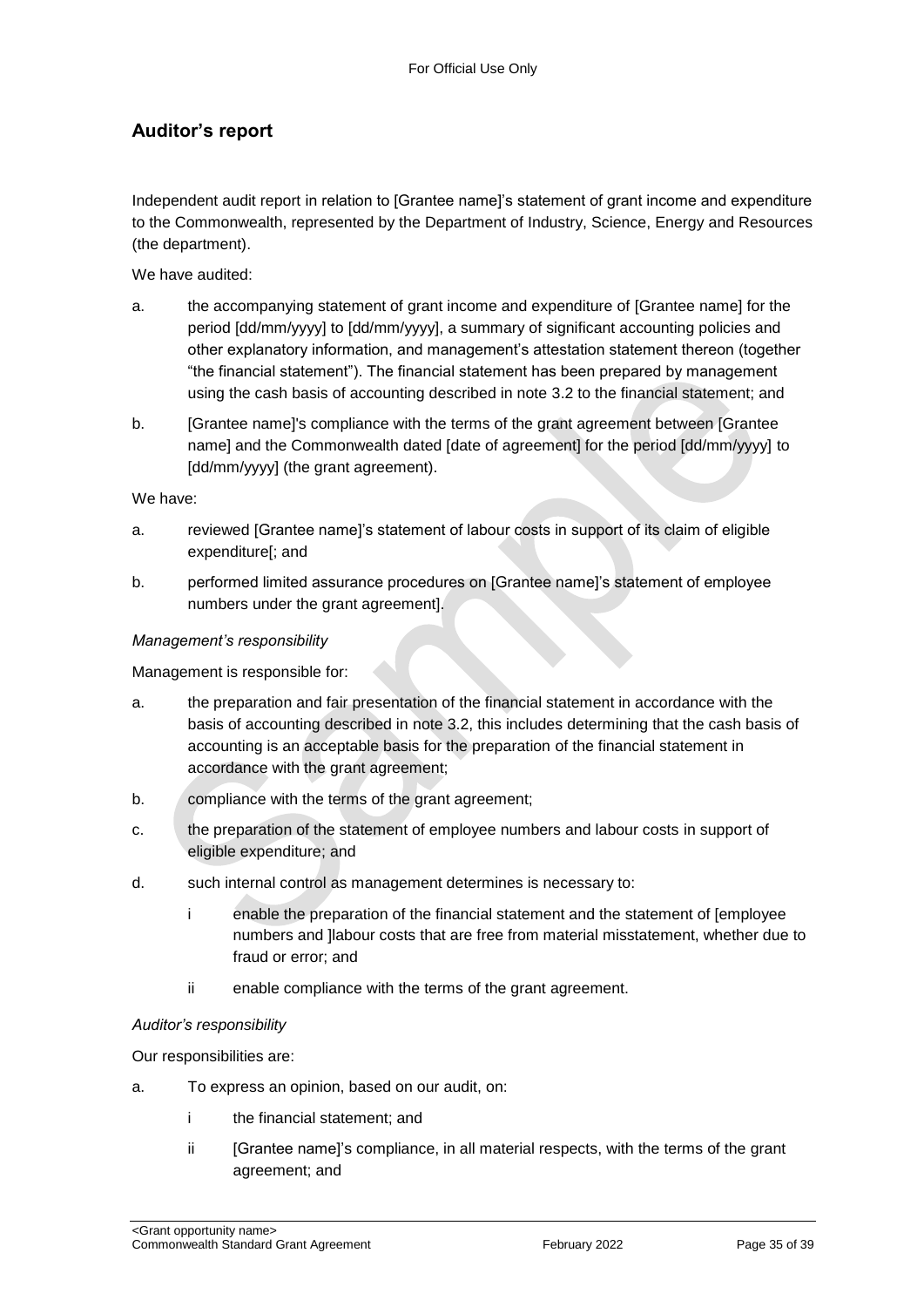## Auditor's report

Independent audit report in relation to [Grantee name]'s statement of grant income and expenditure to the Commonwealth, represented by the Department of Industry, Science, Energy and Resources (the department).

We have audited:

a. the accompanying statement of grant income and expenditure of [Grantee name] for the period [dd/mm/yyyy] to [dd/mm/yyyy], a summary of significant accounting policies and other explanatory information, and management's attestation statement thereon (together "the financial statement"). The financial statement has been prepared by management using the cash basis of accounting described in note 3.2 to the financial statement; and

b. [Grantee name]'s compliance with the terms of the grant agreement between [Grantee name] and the Commonwealth dated [date of agreement] for the period [dd/mm/yyyy] to [dd/mm/yyyy] (the grant agreement).

We have:

a. reviewed [Grantee name]'s statement of labour costs in support of its claim of eligible expenditure[; and

b. performed limited assurance procedures on [Grantee name]'s statement of employee numbers under the grant agreement].

*Management's responsibility*

Management is responsible for:

a. the preparation and fair presentation of the financial statement in accordance with the basis of accounting described in note 3.2, this includes determining that the cash basis of accounting is an acceptable basis for the preparation of the financial statement in accordance with the grant agreement;

b. compliance with the terms of the grant agreement;

c. the preparation of the statement of employee numbers and labour costs in support of eligible expenditure; and

d. such internal control as management determines is necessary to:

   i enable the preparation of the financial statement and the statement of [employee numbers and ]labour costs that are free from material misstatement, whether due to fraud or error; and

   ii enable compliance with the terms of the grant agreement.

*Auditor's responsibility*

Our responsibilities are:

a. To express an opinion, based on our audit, on:

   i the financial statement; and

   ii [Grantee name]'s compliance, in all material respects, with the terms of the grant agreement; and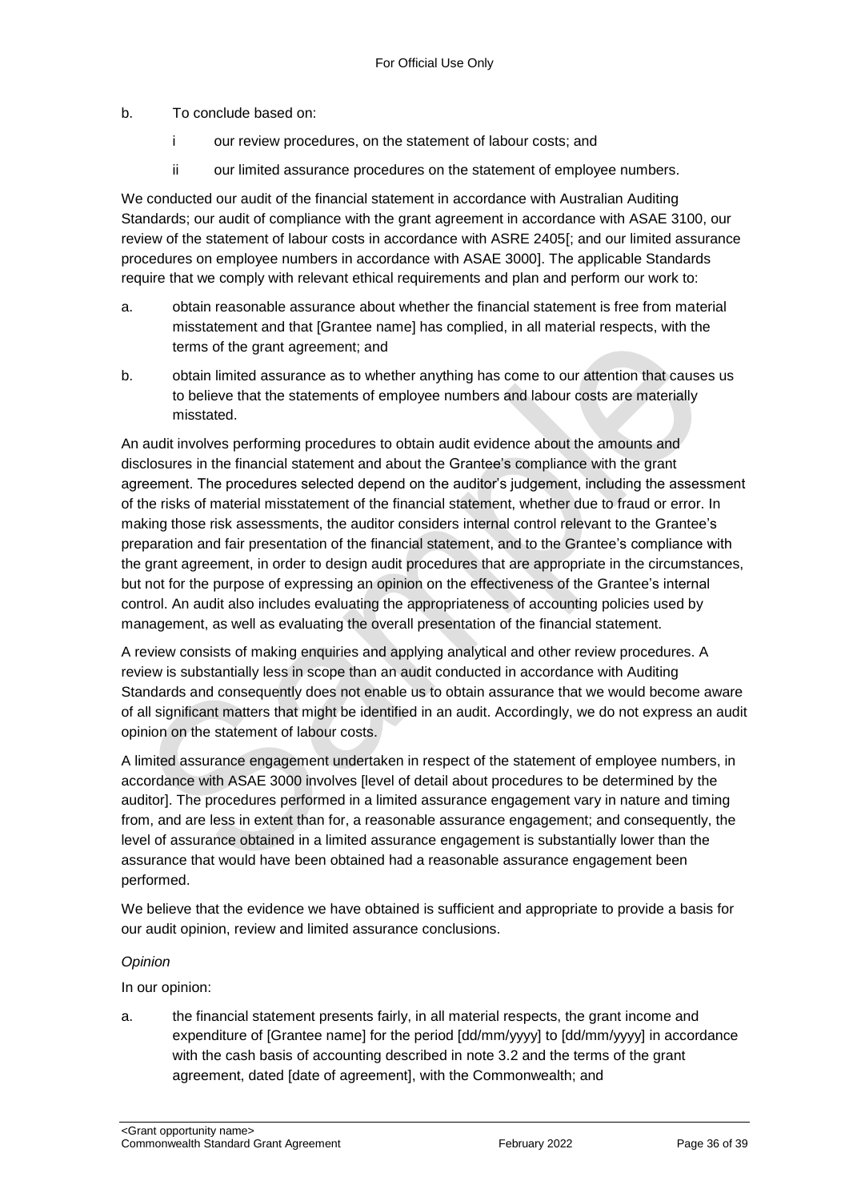b. To conclude based on:

  i our review procedures, on the statement of labour costs; and

  ii our limited assurance procedures on the statement of employee numbers.

We conducted our audit of the financial statement in accordance with Australian Auditing Standards; our audit of compliance with the grant agreement in accordance with ASAE 3100, our review of the statement of labour costs in accordance with ASRE 2405[; and our limited assurance procedures on employee numbers in accordance with ASAE 3000]. The applicable Standards require that we comply with relevant ethical requirements and plan and perform our work to:

a. obtain reasonable assurance about whether the financial statement is free from material misstatement and that [Grantee name] has complied, in all material respects, with the terms of the grant agreement; and

b. obtain limited assurance as to whether anything has come to our attention that causes us to believe that the statements of employee numbers and labour costs are materially misstated.

An audit involves performing procedures to obtain audit evidence about the amounts and disclosures in the financial statement and about the Grantee's compliance with the grant agreement. The procedures selected depend on the auditor's judgement, including the assessment of the risks of material misstatement of the financial statement, whether due to fraud or error. In making those risk assessments, the auditor considers internal control relevant to the Grantee's preparation and fair presentation of the financial statement, and to the Grantee's compliance with the grant agreement, in order to design audit procedures that are appropriate in the circumstances, but not for the purpose of expressing an opinion on the effectiveness of the Grantee's internal control. An audit also includes evaluating the appropriateness of accounting policies used by management, as well as evaluating the overall presentation of the financial statement.

A review consists of making enquiries and applying analytical and other review procedures. A review is substantially less in scope than an audit conducted in accordance with Auditing Standards and consequently does not enable us to obtain assurance that we would become aware of all significant matters that might be identified in an audit. Accordingly, we do not express an audit opinion on the statement of labour costs.

A limited assurance engagement undertaken in respect of the statement of employee numbers, in accordance with ASAE 3000 involves [level of detail about procedures to be determined by the auditor]. The procedures performed in a limited assurance engagement vary in nature and timing from, and are less in extent than for, a reasonable assurance engagement; and consequently, the level of assurance obtained in a limited assurance engagement is substantially lower than the assurance that would have been obtained had a reasonable assurance engagement been performed.

We believe that the evidence we have obtained is sufficient and appropriate to provide a basis for our audit opinion, review and limited assurance conclusions.

*Opinion*

In our opinion:

a. the financial statement presents fairly, in all material respects, the grant income and expenditure of [Grantee name] for the period [dd/mm/yyyy] to [dd/mm/yyyy] in accordance with the cash basis of accounting described in note 3.2 and the terms of the grant agreement, dated [date of agreement], with the Commonwealth; and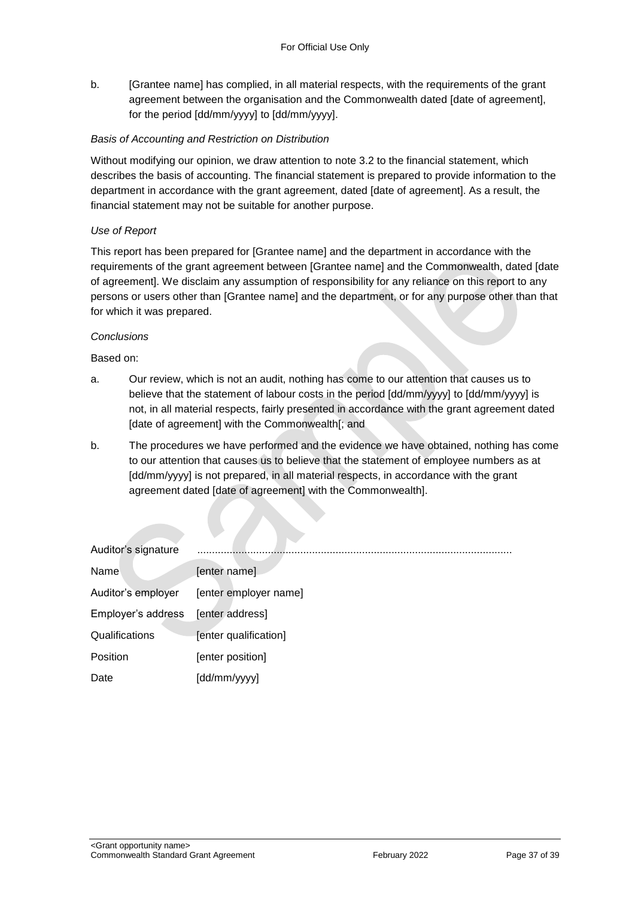b. [Grantee name] has complied, in all material respects, with the requirements of the grant agreement between the organisation and the Commonwealth dated [date of agreement], for the period [dd/mm/yyyy] to [dd/mm/yyyy].

*Basis of Accounting and Restriction on Distribution*

Without modifying our opinion, we draw attention to note 3.2 to the financial statement, which describes the basis of accounting. The financial statement is prepared to provide information to the department in accordance with the grant agreement, dated [date of agreement]. As a result, the financial statement may not be suitable for another purpose.

*Use of Report*

This report has been prepared for [Grantee name] and the department in accordance with the requirements of the grant agreement between [Grantee name] and the Commonwealth, dated [date of agreement]. We disclaim any assumption of responsibility for any reliance on this report to any persons or users other than [Grantee name] and the department, or for any purpose other than that for which it was prepared.

*Conclusions*

Based on:

a. Our review, which is not an audit, nothing has come to our attention that causes us to believe that the statement of labour costs in the period [dd/mm/yyyy] to [dd/mm/yyyy] is not, in all material respects, fairly presented in accordance with the grant agreement dated [date of agreement] with the Commonwealth[; and

b. The procedures we have performed and the evidence we have obtained, nothing has come to our attention that causes us to believe that the statement of employee numbers as at [dd/mm/yyyy] is not prepared, in all material respects, in accordance with the grant agreement dated [date of agreement] with the Commonwealth].

| | |
|---|---|
| Auditor's signature | ........................................................................................................... |
| Name | [enter name] |
| Auditor's employer | [enter employer name] |
| Employer's address | [enter address] |
| Qualifications | [enter qualification] |
| Position | [enter position] |
| Date | [dd/mm/yyyy] |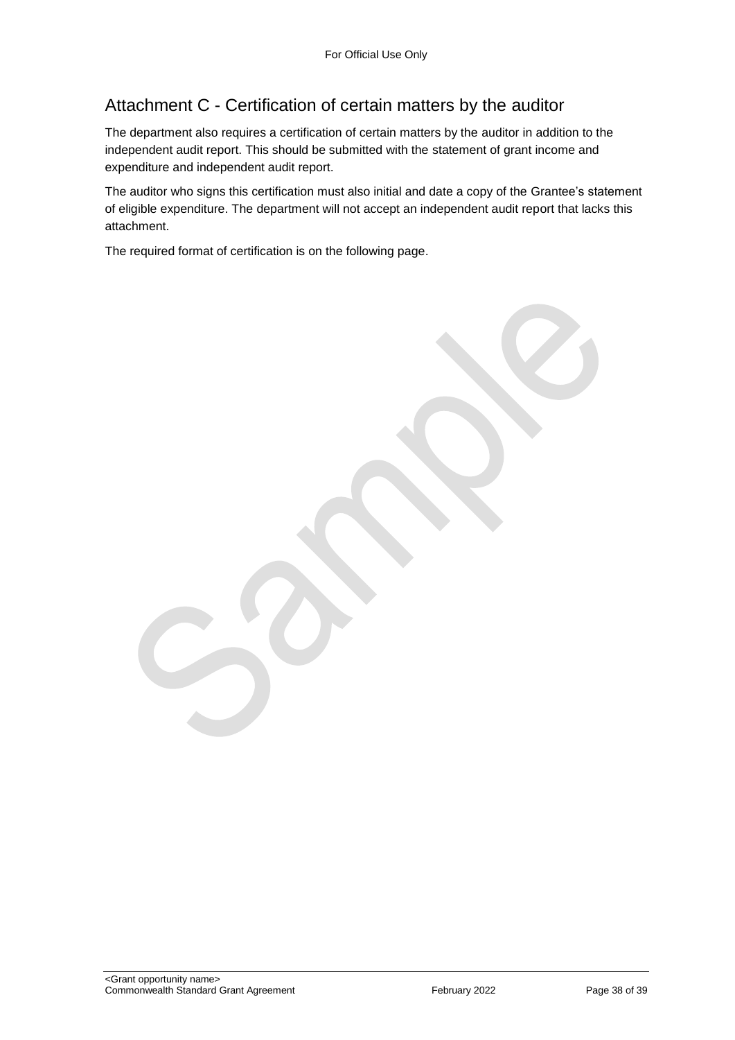## Attachment C - Certification of certain matters by the auditor

The department also requires a certification of certain matters by the auditor in addition to the independent audit report. This should be submitted with the statement of grant income and expenditure and independent audit report.

The auditor who signs this certification must also initial and date a copy of the Grantee's statement of eligible expenditure. The department will not accept an independent audit report that lacks this attachment.

The required format of certification is on the following page.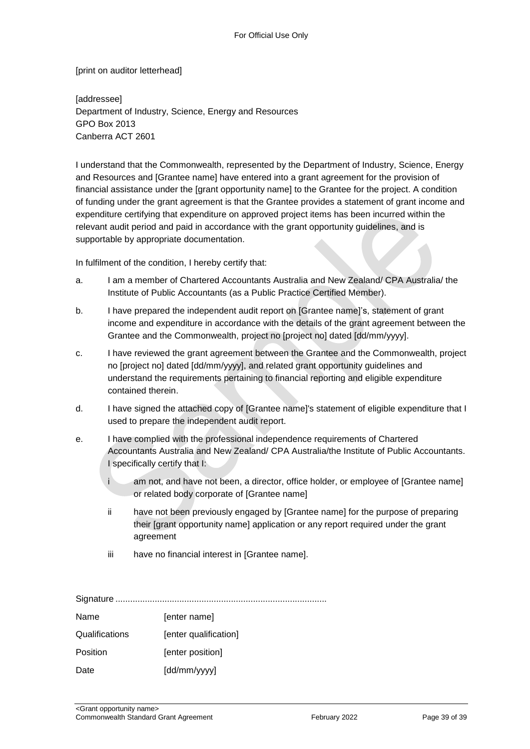[print on auditor letterhead]

[addressee]
Department of Industry, Science, Energy and Resources
GPO Box 2013
Canberra ACT 2601

I understand that the Commonwealth, represented by the Department of Industry, Science, Energy and Resources and [Grantee name] have entered into a grant agreement for the provision of financial assistance under the [grant opportunity name] to the Grantee for the project. A condition of funding under the grant agreement is that the Grantee provides a statement of grant income and expenditure certifying that expenditure on approved project items has been incurred within the relevant audit period and paid in accordance with the grant opportunity guidelines, and is supportable by appropriate documentation.

In fulfilment of the condition, I hereby certify that:

a. I am a member of Chartered Accountants Australia and New Zealand/ CPA Australia/ the Institute of Public Accountants (as a Public Practice Certified Member).

b. I have prepared the independent audit report on [Grantee name]'s, statement of grant income and expenditure in accordance with the details of the grant agreement between the Grantee and the Commonwealth, project no [project no] dated [dd/mm/yyyy].

c. I have reviewed the grant agreement between the Grantee and the Commonwealth, project no [project no] dated [dd/mm/yyyy], and related grant opportunity guidelines and understand the requirements pertaining to financial reporting and eligible expenditure contained therein.

d. I have signed the attached copy of [Grantee name]'s statement of eligible expenditure that I used to prepare the independent audit report.

e. I have complied with the professional independence requirements of Chartered Accountants Australia and New Zealand/ CPA Australia/the Institute of Public Accountants. I specifically certify that I:

   i am not, and have not been, a director, office holder, or employee of [Grantee name] or related body corporate of [Grantee name]

   ii have not been previously engaged by [Grantee name] for the purpose of preparing their [grant opportunity name] application or any report required under the grant agreement

   iii have no financial interest in [Grantee name].

Signature .....................................................................................

Name [enter name]

Qualifications [enter qualification]

Position [enter position]

Date [dd/mm/yyyy]